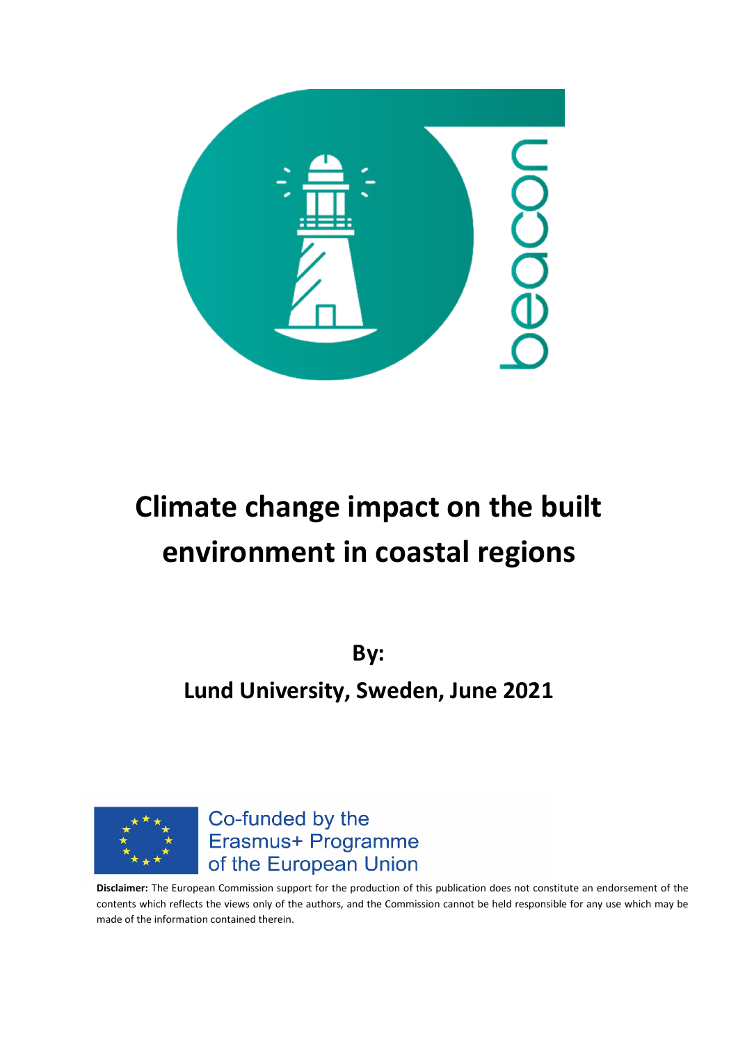beacon

# Climate change impact on the built environment in coastal regions

**By:**

**Lund University, Sweden, June 2021**

Co-funded by the Erasmus+ Programme of the European Union

**Disclaimer:** The European Commission support for the production of this publication does not constitute an endorsement of the contents which reflects the views only of the authors, and the Commission cannot be held responsible for any use which may be made of the information contained therein.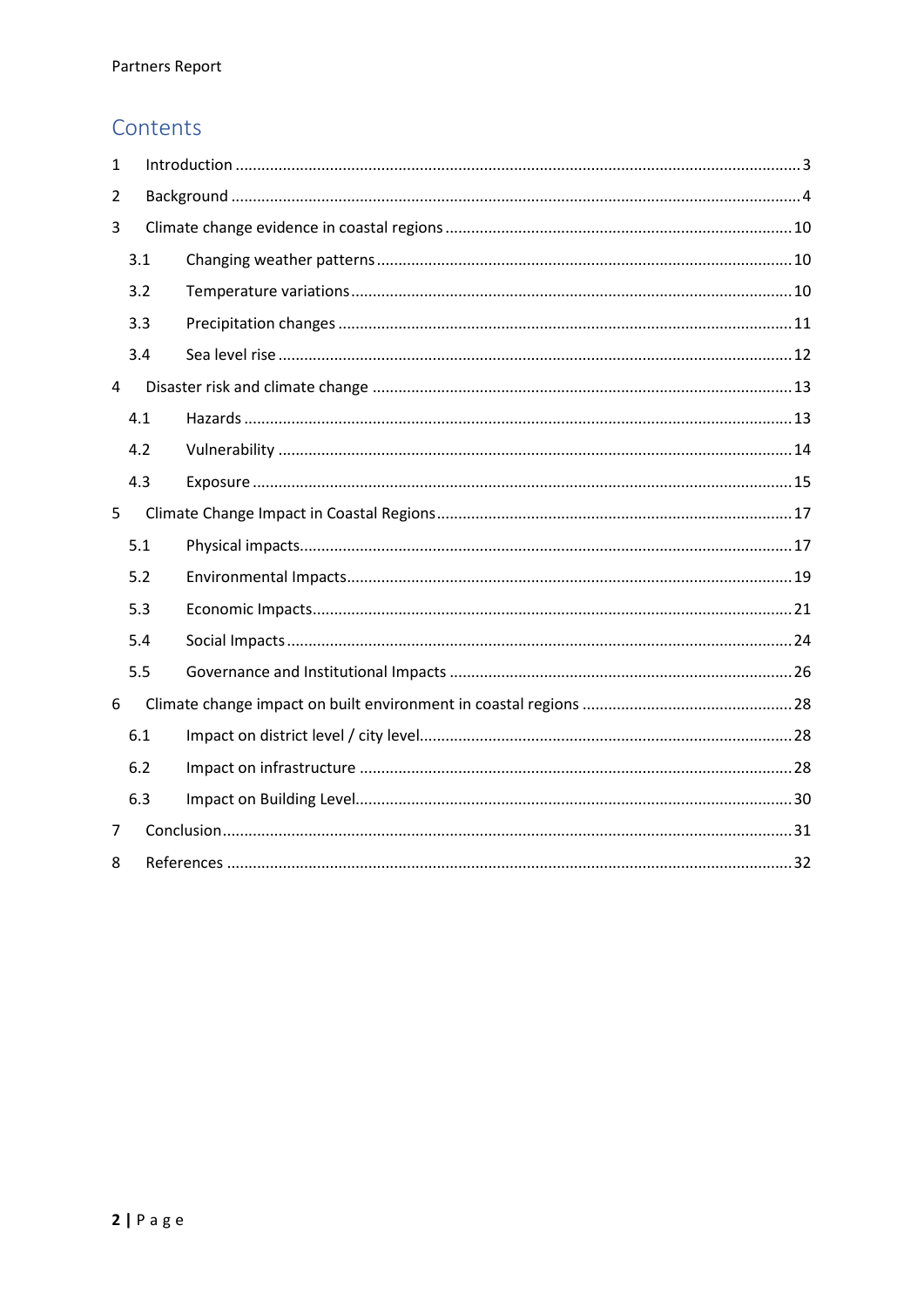# Contents

1 Introduction ........ 3
2 Background ........ 4
3 Climate change evidence in coastal regions ........ 10
  3.1 Changing weather patterns ........ 10
  3.2 Temperature variations ........ 10
  3.3 Precipitation changes ........ 11
  3.4 Sea level rise ........ 12
4 Disaster risk and climate change ........ 13
  4.1 Hazards ........ 13
  4.2 Vulnerability ........ 14
  4.3 Exposure ........ 15
5 Climate Change Impact in Coastal Regions ........ 17
  5.1 Physical impacts ........ 17
  5.2 Environmental Impacts ........ 19
  5.3 Economic Impacts ........ 21
  5.4 Social Impacts ........ 24
  5.5 Governance and Institutional Impacts ........ 26
6 Climate change impact on built environment in coastal regions ........ 28
  6.1 Impact on district level / city level ........ 28
  6.2 Impact on infrastructure ........ 28
  6.3 Impact on Building Level ........ 30
7 Conclusion ........ 31
8 References ........ 32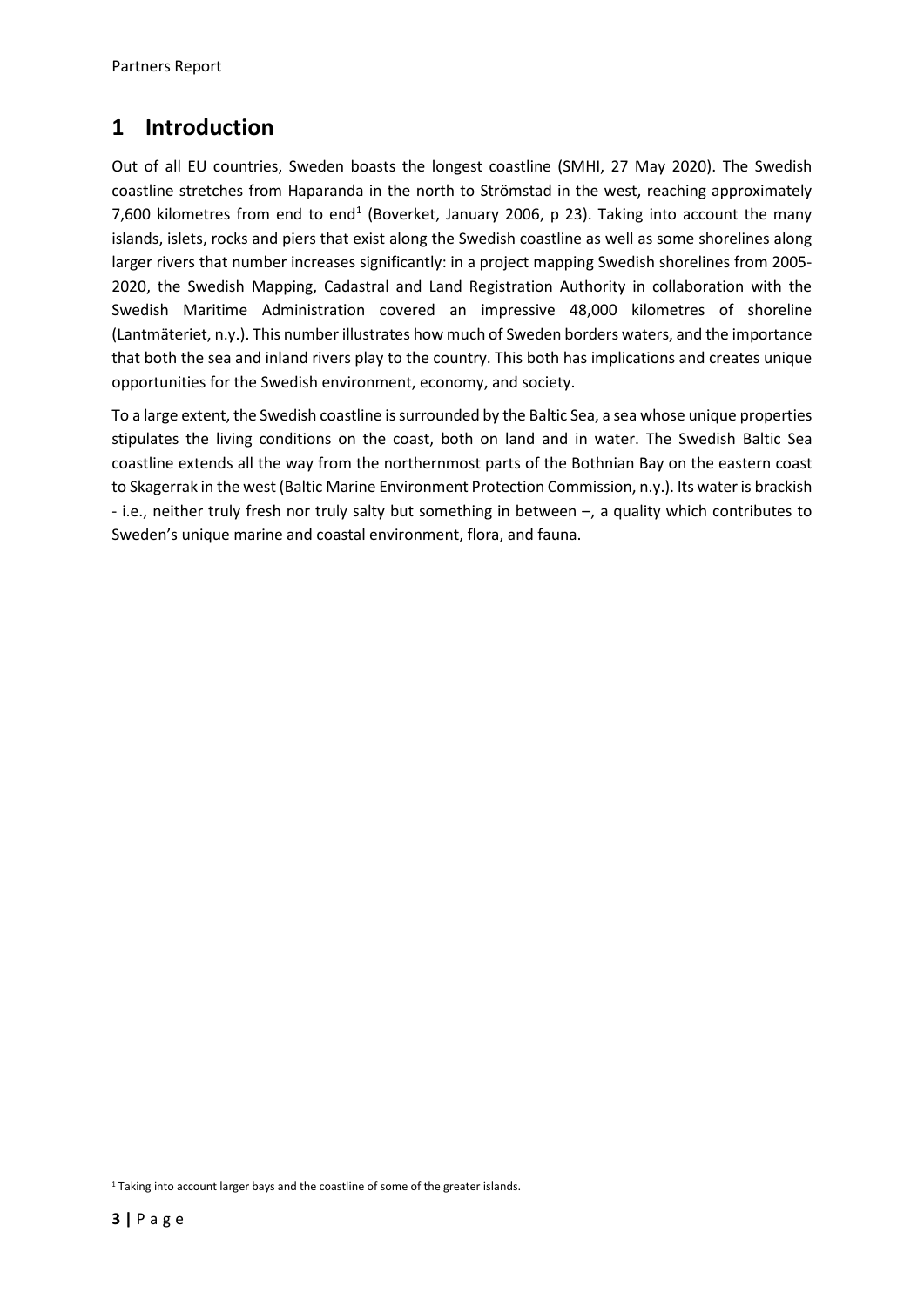# 1 Introduction

Out of all EU countries, Sweden boasts the longest coastline (SMHI, 27 May 2020). The Swedish coastline stretches from Haparanda in the north to Strömstad in the west, reaching approximately 7,600 kilometres from end to end[1] (Boverket, January 2006, p 23). Taking into account the many islands, islets, rocks and piers that exist along the Swedish coastline as well as some shorelines along larger rivers that number increases significantly: in a project mapping Swedish shorelines from 2005-2020, the Swedish Mapping, Cadastral and Land Registration Authority in collaboration with the Swedish Maritime Administration covered an impressive 48,000 kilometres of shoreline (Lantmäteriet, n.y.). This number illustrates how much of Sweden borders waters, and the importance that both the sea and inland rivers play to the country. This both has implications and creates unique opportunities for the Swedish environment, economy, and society.

To a large extent, the Swedish coastline is surrounded by the Baltic Sea, a sea whose unique properties stipulates the living conditions on the coast, both on land and in water. The Swedish Baltic Sea coastline extends all the way from the northernmost parts of the Bothnian Bay on the eastern coast to Skagerrak in the west (Baltic Marine Environment Protection Commission, n.y.). Its water is brackish - i.e., neither truly fresh nor truly salty but something in between –, a quality which contributes to Sweden's unique marine and coastal environment, flora, and fauna.

[1] Taking into account larger bays and the coastline of some of the greater islands.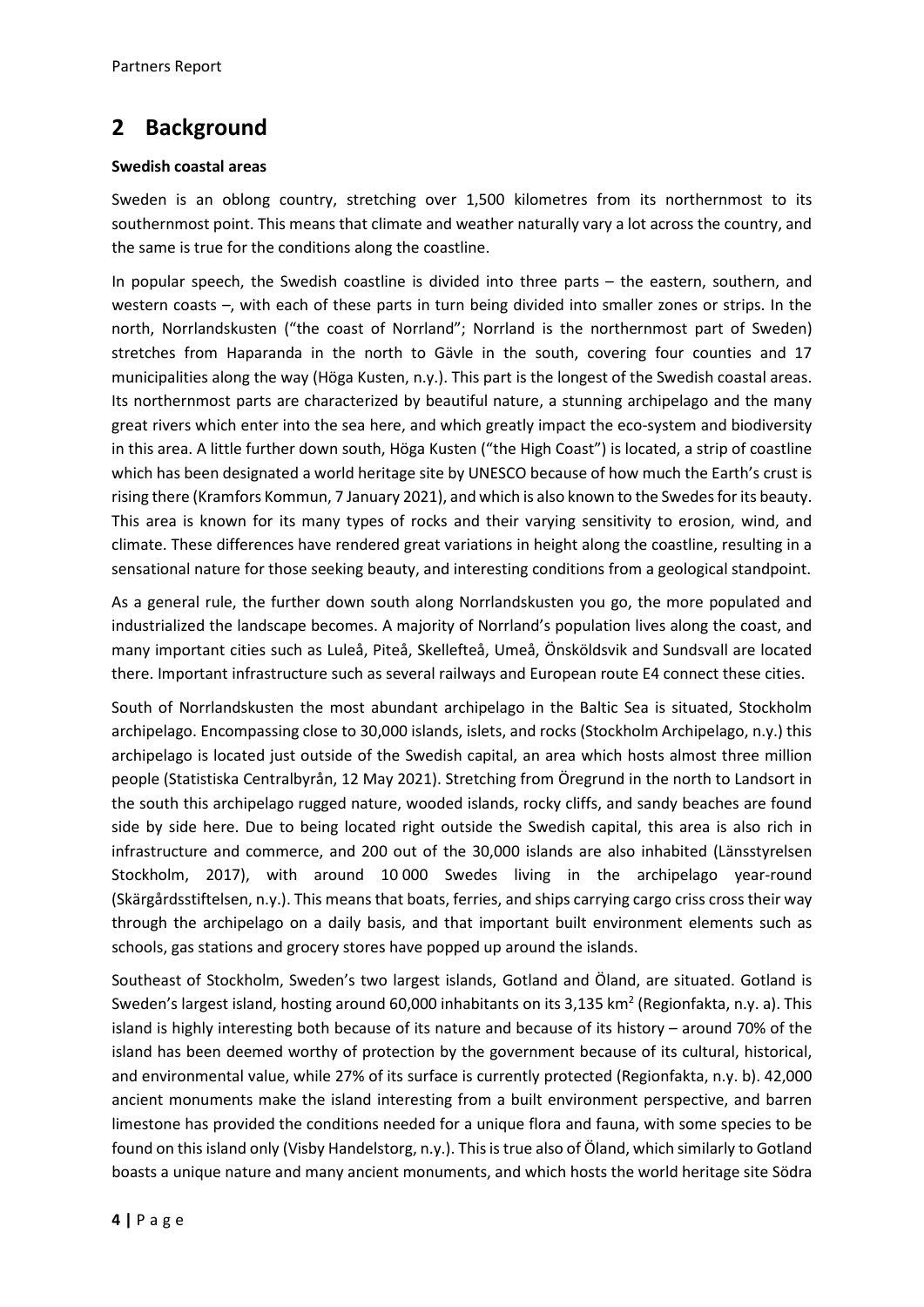## 2 Background

**Swedish coastal areas**

Sweden is an oblong country, stretching over 1,500 kilometres from its northernmost to its southernmost point. This means that climate and weather naturally vary a lot across the country, and the same is true for the conditions along the coastline.

In popular speech, the Swedish coastline is divided into three parts – the eastern, southern, and western coasts –, with each of these parts in turn being divided into smaller zones or strips. In the north, Norrlandskusten ("the coast of Norrland"; Norrland is the northernmost part of Sweden) stretches from Haparanda in the north to Gävle in the south, covering four counties and 17 municipalities along the way (Höga Kusten, n.y.). This part is the longest of the Swedish coastal areas. Its northernmost parts are characterized by beautiful nature, a stunning archipelago and the many great rivers which enter into the sea here, and which greatly impact the eco-system and biodiversity in this area. A little further down south, Höga Kusten ("the High Coast") is located, a strip of coastline which has been designated a world heritage site by UNESCO because of how much the Earth's crust is rising there (Kramfors Kommun, 7 January 2021), and which is also known to the Swedes for its beauty. This area is known for its many types of rocks and their varying sensitivity to erosion, wind, and climate. These differences have rendered great variations in height along the coastline, resulting in a sensational nature for those seeking beauty, and interesting conditions from a geological standpoint.

As a general rule, the further down south along Norrlandskusten you go, the more populated and industrialized the landscape becomes. A majority of Norrland's population lives along the coast, and many important cities such as Luleå, Piteå, Skellefteå, Umeå, Önsköldsvik and Sundsvall are located there. Important infrastructure such as several railways and European route E4 connect these cities.

South of Norrlandskusten the most abundant archipelago in the Baltic Sea is situated, Stockholm archipelago. Encompassing close to 30,000 islands, islets, and rocks (Stockholm Archipelago, n.y.) this archipelago is located just outside of the Swedish capital, an area which hosts almost three million people (Statistiska Centralbyrån, 12 May 2021). Stretching from Öregrund in the north to Landsort in the south this archipelago rugged nature, wooded islands, rocky cliffs, and sandy beaches are found side by side here. Due to being located right outside the Swedish capital, this area is also rich in infrastructure and commerce, and 200 out of the 30,000 islands are also inhabited (Länsstyrelsen Stockholm, 2017), with around 10 000 Swedes living in the archipelago year-round (Skärgårdsstiftelsen, n.y.). This means that boats, ferries, and ships carrying cargo criss cross their way through the archipelago on a daily basis, and that important built environment elements such as schools, gas stations and grocery stores have popped up around the islands.

Southeast of Stockholm, Sweden's two largest islands, Gotland and Öland, are situated. Gotland is Sweden's largest island, hosting around 60,000 inhabitants on its 3,135 km$^2$ (Regionfakta, n.y. a). This island is highly interesting both because of its nature and because of its history – around 70% of the island has been deemed worthy of protection by the government because of its cultural, historical, and environmental value, while 27% of its surface is currently protected (Regionfakta, n.y. b). 42,000 ancient monuments make the island interesting from a built environment perspective, and barren limestone has provided the conditions needed for a unique flora and fauna, with some species to be found on this island only (Visby Handelstorg, n.y.). This is true also of Öland, which similarly to Gotland boasts a unique nature and many ancient monuments, and which hosts the world heritage site Södra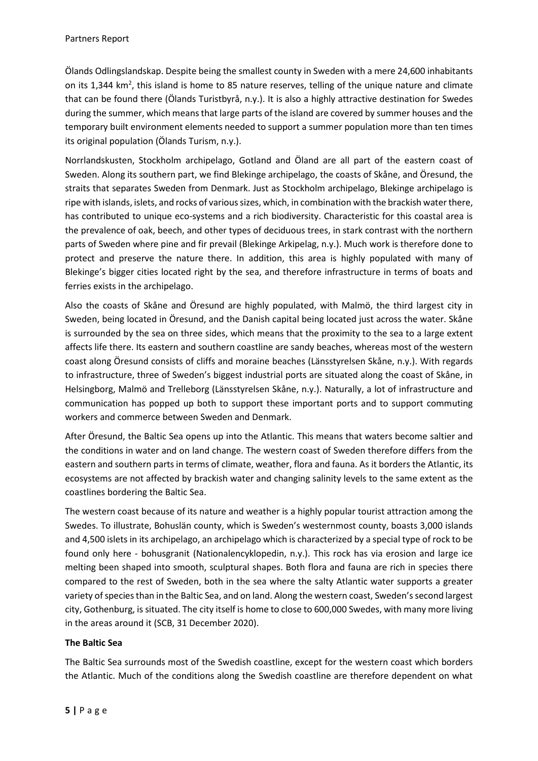Ölands Odlingslandskap. Despite being the smallest county in Sweden with a mere 24,600 inhabitants on its 1,344 $km^2$, this island is home to 85 nature reserves, telling of the unique nature and climate that can be found there (Ölands Turistbyrå, n.y.). It is also a highly attractive destination for Swedes during the summer, which means that large parts of the island are covered by summer houses and the temporary built environment elements needed to support a summer population more than ten times its original population (Ölands Turism, n.y.).

Norrlandskusten, Stockholm archipelago, Gotland and Öland are all part of the eastern coast of Sweden. Along its southern part, we find Blekinge archipelago, the coasts of Skåne, and Öresund, the straits that separates Sweden from Denmark. Just as Stockholm archipelago, Blekinge archipelago is ripe with islands, islets, and rocks of various sizes, which, in combination with the brackish water there, has contributed to unique eco-systems and a rich biodiversity. Characteristic for this coastal area is the prevalence of oak, beech, and other types of deciduous trees, in stark contrast with the northern parts of Sweden where pine and fir prevail (Blekinge Arkipelag, n.y.). Much work is therefore done to protect and preserve the nature there. In addition, this area is highly populated with many of Blekinge's bigger cities located right by the sea, and therefore infrastructure in terms of boats and ferries exists in the archipelago.

Also the coasts of Skåne and Öresund are highly populated, with Malmö, the third largest city in Sweden, being located in Öresund, and the Danish capital being located just across the water. Skåne is surrounded by the sea on three sides, which means that the proximity to the sea to a large extent affects life there. Its eastern and southern coastline are sandy beaches, whereas most of the western coast along Öresund consists of cliffs and moraine beaches (Länsstyrelsen Skåne, n.y.). With regards to infrastructure, three of Sweden's biggest industrial ports are situated along the coast of Skåne, in Helsingborg, Malmö and Trelleborg (Länsstyrelsen Skåne, n.y.). Naturally, a lot of infrastructure and communication has popped up both to support these important ports and to support commuting workers and commerce between Sweden and Denmark.

After Öresund, the Baltic Sea opens up into the Atlantic. This means that waters become saltier and the conditions in water and on land change. The western coast of Sweden therefore differs from the eastern and southern parts in terms of climate, weather, flora and fauna. As it borders the Atlantic, its ecosystems are not affected by brackish water and changing salinity levels to the same extent as the coastlines bordering the Baltic Sea.

The western coast because of its nature and weather is a highly popular tourist attraction among the Swedes. To illustrate, Bohuslän county, which is Sweden's westernmost county, boasts 3,000 islands and 4,500 islets in its archipelago, an archipelago which is characterized by a special type of rock to be found only here - bohusgranit (Nationalencyklopedin, n.y.). This rock has via erosion and large ice melting been shaped into smooth, sculptural shapes. Both flora and fauna are rich in species there compared to the rest of Sweden, both in the sea where the salty Atlantic water supports a greater variety of species than in the Baltic Sea, and on land. Along the western coast, Sweden's second largest city, Gothenburg, is situated. The city itself is home to close to 600,000 Swedes, with many more living in the areas around it (SCB, 31 December 2020).

**The Baltic Sea**

The Baltic Sea surrounds most of the Swedish coastline, except for the western coast which borders the Atlantic. Much of the conditions along the Swedish coastline are therefore dependent on what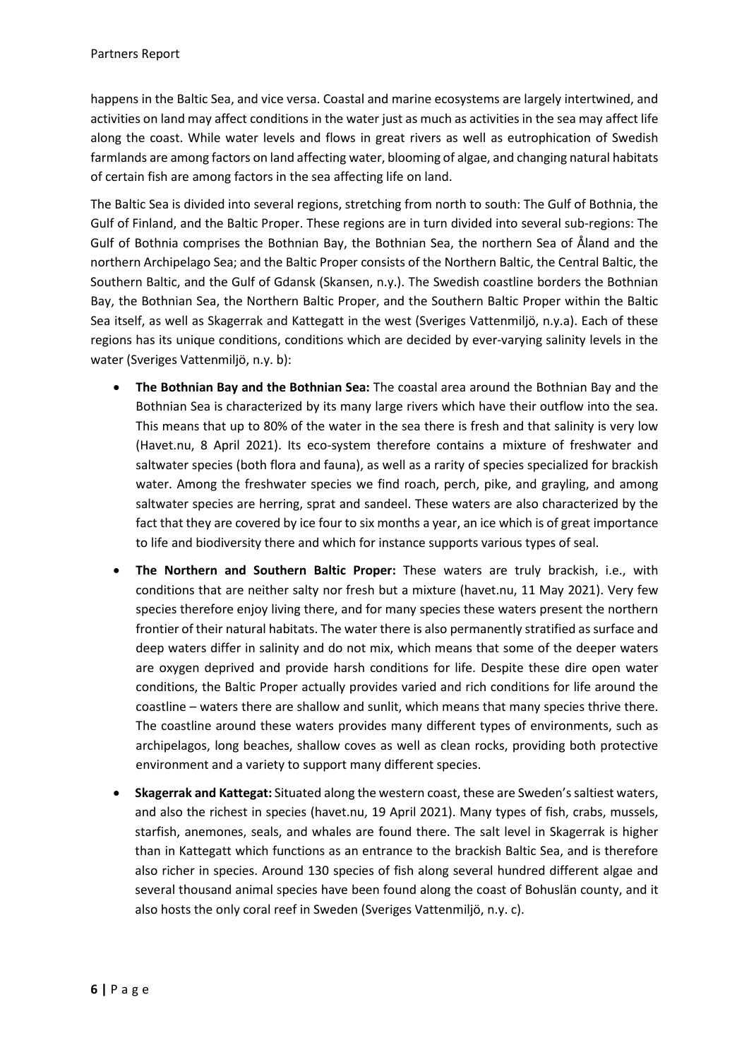happens in the Baltic Sea, and vice versa. Coastal and marine ecosystems are largely intertwined, and activities on land may affect conditions in the water just as much as activities in the sea may affect life along the coast. While water levels and flows in great rivers as well as eutrophication of Swedish farmlands are among factors on land affecting water, blooming of algae, and changing natural habitats of certain fish are among factors in the sea affecting life on land.

The Baltic Sea is divided into several regions, stretching from north to south: The Gulf of Bothnia, the Gulf of Finland, and the Baltic Proper. These regions are in turn divided into several sub-regions: The Gulf of Bothnia comprises the Bothnian Bay, the Bothnian Sea, the northern Sea of Åland and the northern Archipelago Sea; and the Baltic Proper consists of the Northern Baltic, the Central Baltic, the Southern Baltic, and the Gulf of Gdansk (Skansen, n.y.). The Swedish coastline borders the Bothnian Bay, the Bothnian Sea, the Northern Baltic Proper, and the Southern Baltic Proper within the Baltic Sea itself, as well as Skagerrak and Kattegatt in the west (Sveriges Vattenmiljö, n.y.a). Each of these regions has its unique conditions, conditions which are decided by ever-varying salinity levels in the water (Sveriges Vattenmiljö, n.y. b):

- **The Bothnian Bay and the Bothnian Sea:** The coastal area around the Bothnian Bay and the Bothnian Sea is characterized by its many large rivers which have their outflow into the sea. This means that up to 80% of the water in the sea there is fresh and that salinity is very low (Havet.nu, 8 April 2021). Its eco-system therefore contains a mixture of freshwater and saltwater species (both flora and fauna), as well as a rarity of species specialized for brackish water. Among the freshwater species we find roach, perch, pike, and grayling, and among saltwater species are herring, sprat and sandeel. These waters are also characterized by the fact that they are covered by ice four to six months a year, an ice which is of great importance to life and biodiversity there and which for instance supports various types of seal.
- **The Northern and Southern Baltic Proper:** These waters are truly brackish, i.e., with conditions that are neither salty nor fresh but a mixture (havet.nu, 11 May 2021). Very few species therefore enjoy living there, and for many species these waters present the northern frontier of their natural habitats. The water there is also permanently stratified as surface and deep waters differ in salinity and do not mix, which means that some of the deeper waters are oxygen deprived and provide harsh conditions for life. Despite these dire open water conditions, the Baltic Proper actually provides varied and rich conditions for life around the coastline – waters there are shallow and sunlit, which means that many species thrive there. The coastline around these waters provides many different types of environments, such as archipelagos, long beaches, shallow coves as well as clean rocks, providing both protective environment and a variety to support many different species.
- **Skagerrak and Kattegat:** Situated along the western coast, these are Sweden's saltiest waters, and also the richest in species (havet.nu, 19 April 2021). Many types of fish, crabs, mussels, starfish, anemones, seals, and whales are found there. The salt level in Skagerrak is higher than in Kattegatt which functions as an entrance to the brackish Baltic Sea, and is therefore also richer in species. Around 130 species of fish along several hundred different algae and several thousand animal species have been found along the coast of Bohuslän county, and it also hosts the only coral reef in Sweden (Sveriges Vattenmiljö, n.y. c).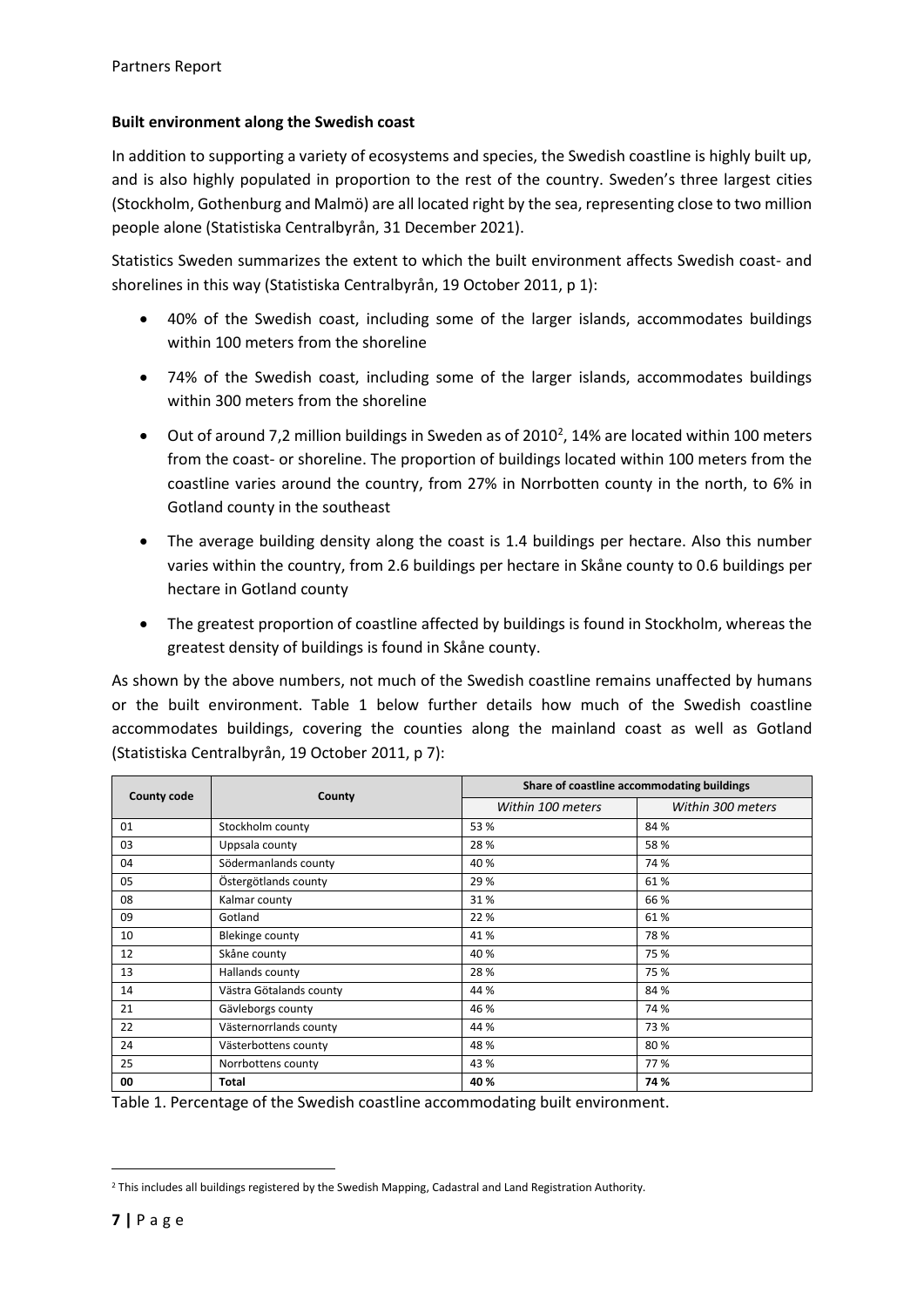**Built environment along the Swedish coast**

In addition to supporting a variety of ecosystems and species, the Swedish coastline is highly built up, and is also highly populated in proportion to the rest of the country. Sweden's three largest cities (Stockholm, Gothenburg and Malmö) are all located right by the sea, representing close to two million people alone (Statistiska Centralbyrån, 31 December 2021).

Statistics Sweden summarizes the extent to which the built environment affects Swedish coast- and shorelines in this way (Statistiska Centralbyrån, 19 October 2011, p 1):

- 40% of the Swedish coast, including some of the larger islands, accommodates buildings within 100 meters from the shoreline
- 74% of the Swedish coast, including some of the larger islands, accommodates buildings within 300 meters from the shoreline
- Out of around 7,2 million buildings in Sweden as of 2010[2], 14% are located within 100 meters from the coast- or shoreline. The proportion of buildings located within 100 meters from the coastline varies around the country, from 27% in Norrbotten county in the north, to 6% in Gotland county in the southeast
- The average building density along the coast is 1.4 buildings per hectare. Also this number varies within the country, from 2.6 buildings per hectare in Skåne county to 0.6 buildings per hectare in Gotland county
- The greatest proportion of coastline affected by buildings is found in Stockholm, whereas the greatest density of buildings is found in Skåne county.

As shown by the above numbers, not much of the Swedish coastline remains unaffected by humans or the built environment. Table 1 below further details how much of the Swedish coastline accommodates buildings, covering the counties along the mainland coast as well as Gotland (Statistiska Centralbyrån, 19 October 2011, p 7):

| County code | County | Share of coastline accommodating buildings | |
|---|---|---|---|
| | | *Within 100 meters* | *Within 300 meters* |
| 01 | Stockholm county | 53 % | 84 % |
| 03 | Uppsala county | 28 % | 58 % |
| 04 | Södermanlands county | 40 % | 74 % |
| 05 | Östergötlands county | 29 % | 61 % |
| 08 | Kalmar county | 31 % | 66 % |
| 09 | Gotland | 22 % | 61 % |
| 10 | Blekinge county | 41 % | 78 % |
| 12 | Skåne county | 40 % | 75 % |
| 13 | Hallands county | 28 % | 75 % |
| 14 | Västra Götalands county | 44 % | 84 % |
| 21 | Gävleborgs county | 46 % | 74 % |
| 22 | Västernorrlands county | 44 % | 73 % |
| 24 | Västerbottens county | 48 % | 80 % |
| 25 | Norrbottens county | 43 % | 77 % |
| **00** | **Total** | **40 %** | **74 %** |

Table 1. Percentage of the Swedish coastline accommodating built environment.

[2] This includes all buildings registered by the Swedish Mapping, Cadastral and Land Registration Authority.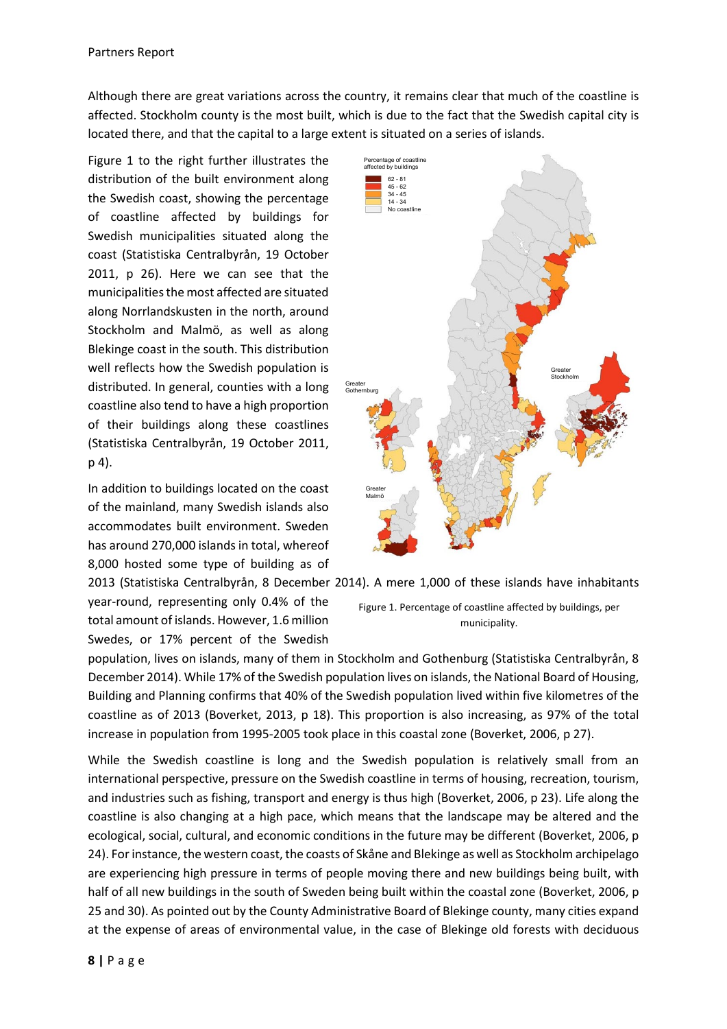Although there are great variations across the country, it remains clear that much of the coastline is affected. Stockholm county is the most built, which is due to the fact that the Swedish capital city is located there, and that the capital to a large extent is situated on a series of islands.

Figure 1 to the right further illustrates the distribution of the built environment along the Swedish coast, showing the percentage of coastline affected by buildings for Swedish municipalities situated along the coast (Statistiska Centralbyrån, 19 October 2011, p 26). Here we can see that the municipalities the most affected are situated along Norrlandskusten in the north, around Stockholm and Malmö, as well as along Blekinge coast in the south. This distribution well reflects how the Swedish population is distributed. In general, counties with a long coastline also tend to have a high proportion of their buildings along these coastlines (Statistiska Centralbyrån, 19 October 2011, p 4).

Figure 1. Percentage of coastline affected by buildings, per municipality.

In addition to buildings located on the coast of the mainland, many Swedish islands also accommodates built environment. Sweden has around 270,000 islands in total, whereof 8,000 hosted some type of building as of 2013 (Statistiska Centralbyrån, 8 December 2014). A mere 1,000 of these islands have inhabitants year-round, representing only 0.4% of the total amount of islands. However, 1.6 million Swedes, or 17% percent of the Swedish population, lives on islands, many of them in Stockholm and Gothenburg (Statistiska Centralbyrån, 8 December 2014). While 17% of the Swedish population lives on islands, the National Board of Housing, Building and Planning confirms that 40% of the Swedish population lived within five kilometres of the coastline as of 2013 (Boverket, 2013, p 18). This proportion is also increasing, as 97% of the total increase in population from 1995-2005 took place in this coastal zone (Boverket, 2006, p 27).

While the Swedish coastline is long and the Swedish population is relatively small from an international perspective, pressure on the Swedish coastline in terms of housing, recreation, tourism, and industries such as fishing, transport and energy is thus high (Boverket, 2006, p 23). Life along the coastline is also changing at a high pace, which means that the landscape may be altered and the ecological, social, cultural, and economic conditions in the future may be different (Boverket, 2006, p 24). For instance, the western coast, the coasts of Skåne and Blekinge as well as Stockholm archipelago are experiencing high pressure in terms of people moving there and new buildings being built, with half of all new buildings in the south of Sweden being built within the coastal zone (Boverket, 2006, p 25 and 30). As pointed out by the County Administrative Board of Blekinge county, many cities expand at the expense of areas of environmental value, in the case of Blekinge old forests with deciduous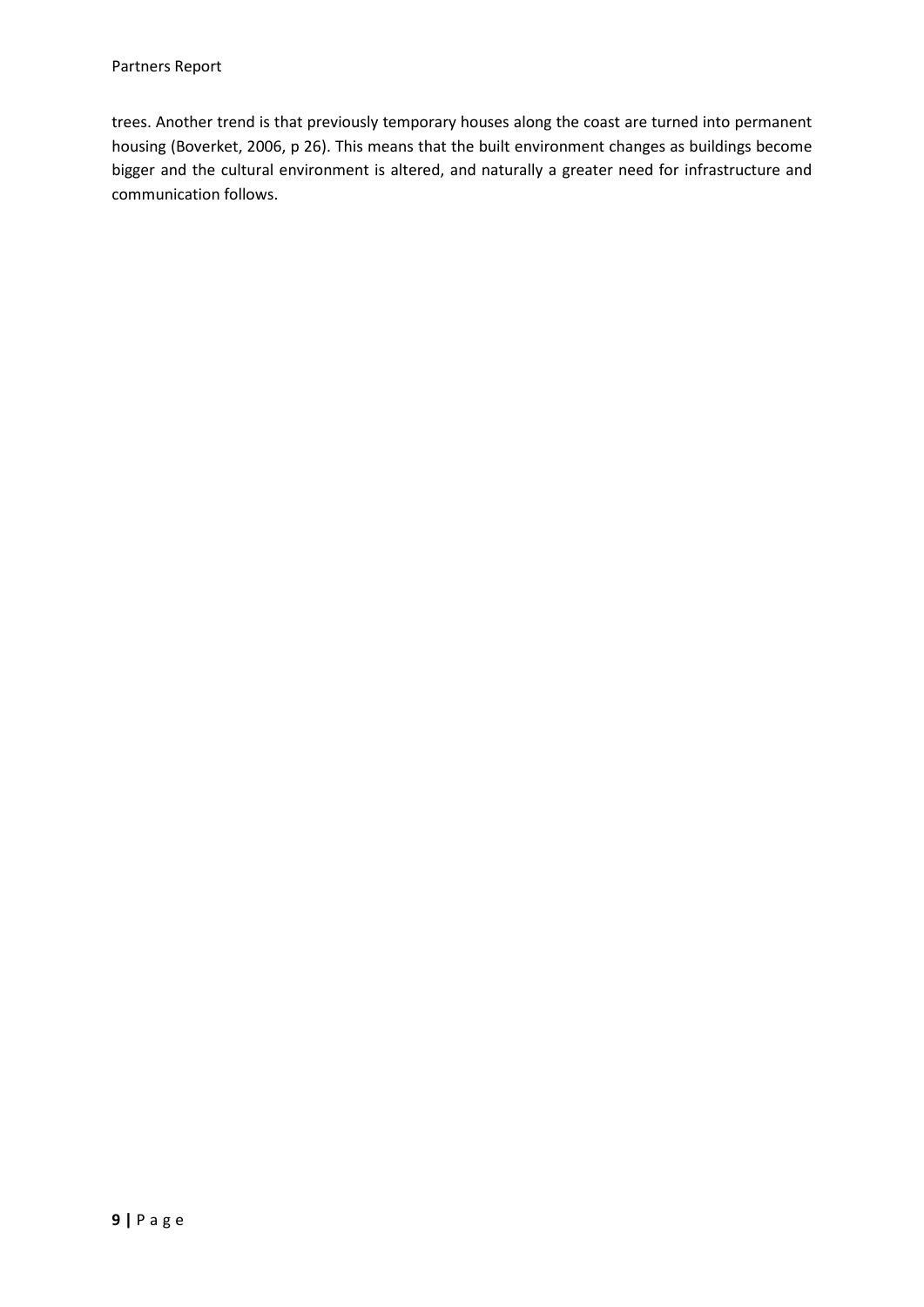trees. Another trend is that previously temporary houses along the coast are turned into permanent housing (Boverket, 2006, p 26). This means that the built environment changes as buildings become bigger and the cultural environment is altered, and naturally a greater need for infrastructure and communication follows.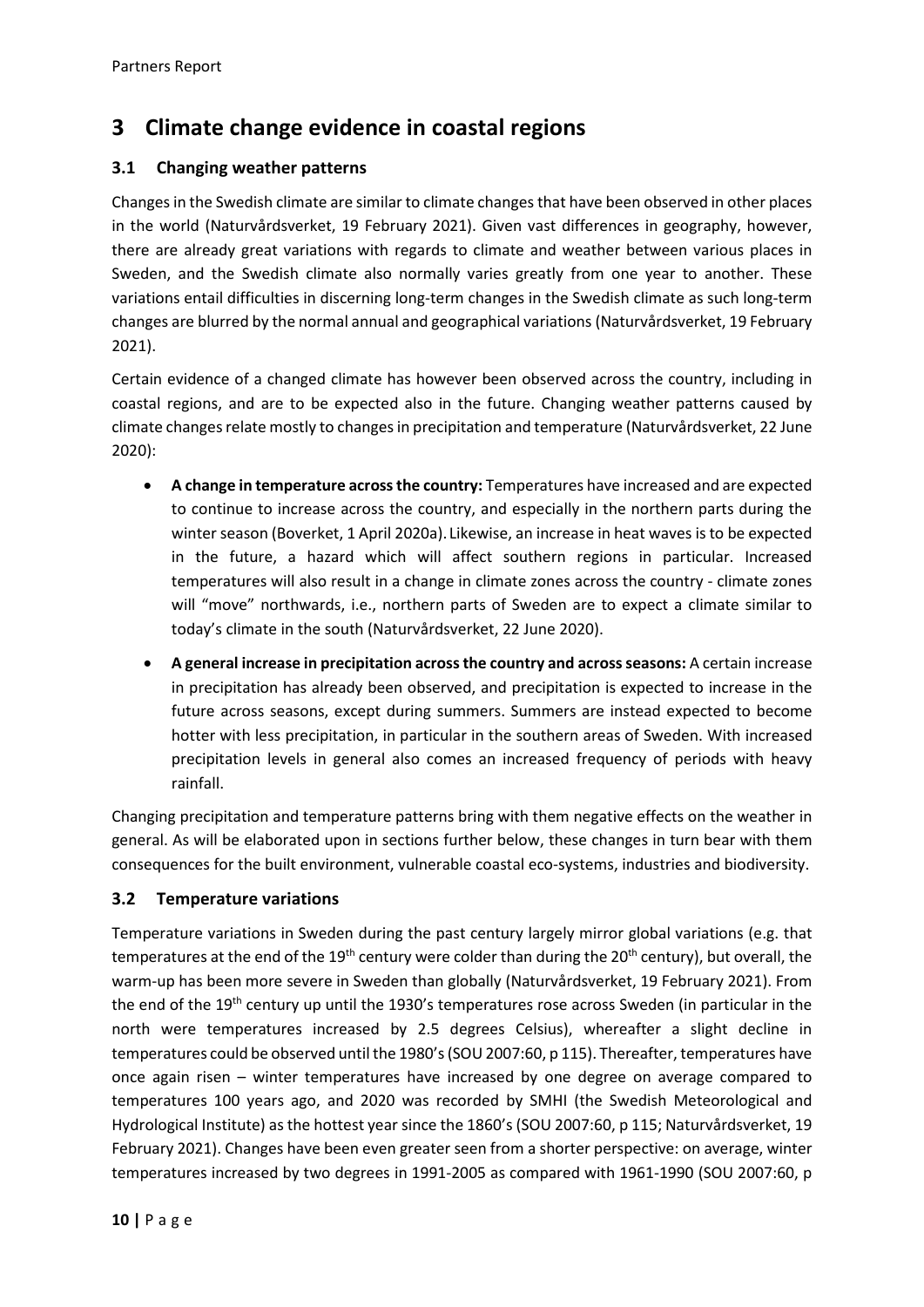# 3 Climate change evidence in coastal regions

## 3.1 Changing weather patterns

Changes in the Swedish climate are similar to climate changes that have been observed in other places in the world (Naturvårdsverket, 19 February 2021). Given vast differences in geography, however, there are already great variations with regards to climate and weather between various places in Sweden, and the Swedish climate also normally varies greatly from one year to another. These variations entail difficulties in discerning long-term changes in the Swedish climate as such long-term changes are blurred by the normal annual and geographical variations (Naturvårdsverket, 19 February 2021).

Certain evidence of a changed climate has however been observed across the country, including in coastal regions, and are to be expected also in the future. Changing weather patterns caused by climate changes relate mostly to changes in precipitation and temperature (Naturvårdsverket, 22 June 2020):

- **A change in temperature across the country:** Temperatures have increased and are expected to continue to increase across the country, and especially in the northern parts during the winter season (Boverket, 1 April 2020a). Likewise, an increase in heat waves is to be expected in the future, a hazard which will affect southern regions in particular. Increased temperatures will also result in a change in climate zones across the country - climate zones will "move" northwards, i.e., northern parts of Sweden are to expect a climate similar to today's climate in the south (Naturvårdsverket, 22 June 2020).
- **A general increase in precipitation across the country and across seasons:** A certain increase in precipitation has already been observed, and precipitation is expected to increase in the future across seasons, except during summers. Summers are instead expected to become hotter with less precipitation, in particular in the southern areas of Sweden. With increased precipitation levels in general also comes an increased frequency of periods with heavy rainfall.

Changing precipitation and temperature patterns bring with them negative effects on the weather in general. As will be elaborated upon in sections further below, these changes in turn bear with them consequences for the built environment, vulnerable coastal eco-systems, industries and biodiversity.

## 3.2 Temperature variations

Temperature variations in Sweden during the past century largely mirror global variations (e.g. that temperatures at the end of the 19th century were colder than during the 20th century), but overall, the warm-up has been more severe in Sweden than globally (Naturvårdsverket, 19 February 2021). From the end of the 19th century up until the 1930's temperatures rose across Sweden (in particular in the north were temperatures increased by 2.5 degrees Celsius), whereafter a slight decline in temperatures could be observed until the 1980's (SOU 2007:60, p 115). Thereafter, temperatures have once again risen – winter temperatures have increased by one degree on average compared to temperatures 100 years ago, and 2020 was recorded by SMHI (the Swedish Meteorological and Hydrological Institute) as the hottest year since the 1860's (SOU 2007:60, p 115; Naturvårdsverket, 19 February 2021). Changes have been even greater seen from a shorter perspective: on average, winter temperatures increased by two degrees in 1991-2005 as compared with 1961-1990 (SOU 2007:60, p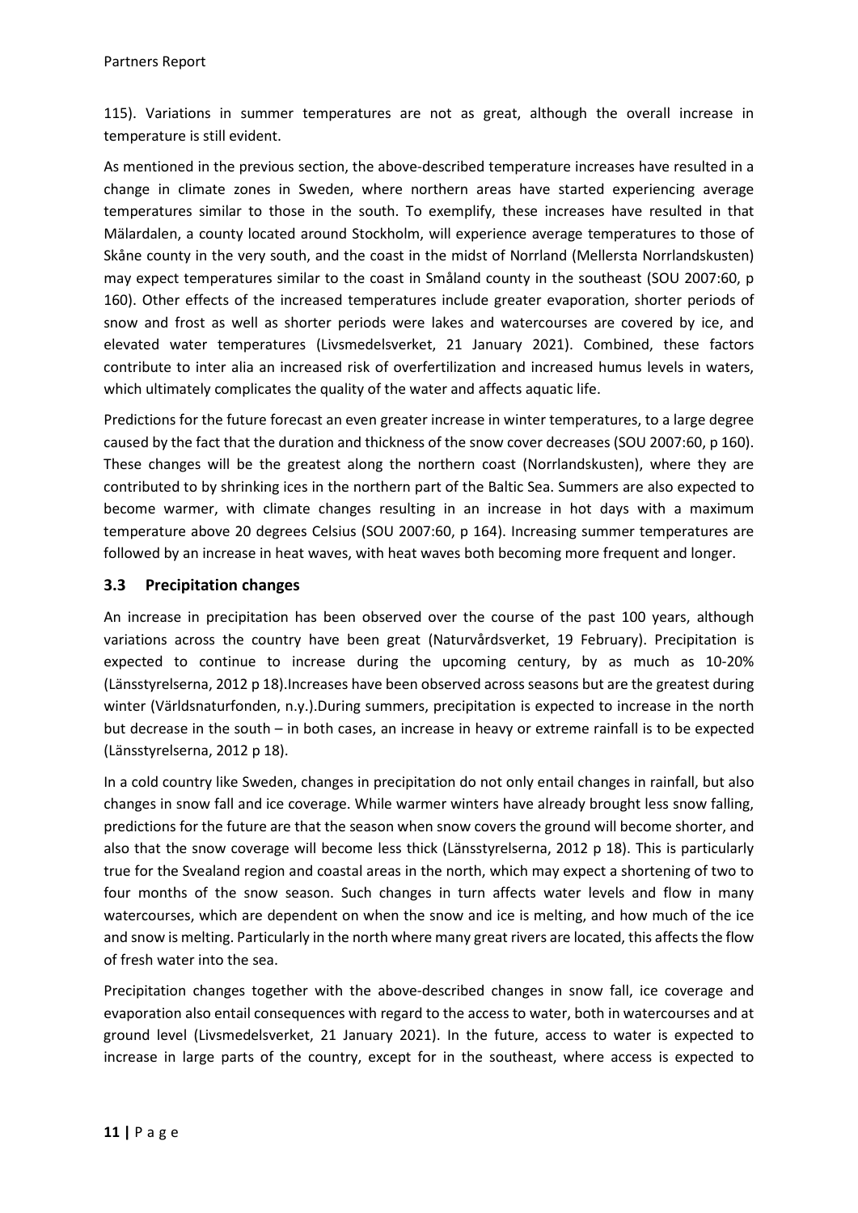115). Variations in summer temperatures are not as great, although the overall increase in temperature is still evident.

As mentioned in the previous section, the above-described temperature increases have resulted in a change in climate zones in Sweden, where northern areas have started experiencing average temperatures similar to those in the south. To exemplify, these increases have resulted in that Mälardalen, a county located around Stockholm, will experience average temperatures to those of Skåne county in the very south, and the coast in the midst of Norrland (Mellersta Norrlandskusten) may expect temperatures similar to the coast in Småland county in the southeast (SOU 2007:60, p 160). Other effects of the increased temperatures include greater evaporation, shorter periods of snow and frost as well as shorter periods were lakes and watercourses are covered by ice, and elevated water temperatures (Livsmedelsverket, 21 January 2021). Combined, these factors contribute to inter alia an increased risk of overfertilization and increased humus levels in waters, which ultimately complicates the quality of the water and affects aquatic life.

Predictions for the future forecast an even greater increase in winter temperatures, to a large degree caused by the fact that the duration and thickness of the snow cover decreases (SOU 2007:60, p 160). These changes will be the greatest along the northern coast (Norrlandskusten), where they are contributed to by shrinking ices in the northern part of the Baltic Sea. Summers are also expected to become warmer, with climate changes resulting in an increase in hot days with a maximum temperature above 20 degrees Celsius (SOU 2007:60, p 164). Increasing summer temperatures are followed by an increase in heat waves, with heat waves both becoming more frequent and longer.

## 3.3 Precipitation changes

An increase in precipitation has been observed over the course of the past 100 years, although variations across the country have been great (Naturvårdsverket, 19 February). Precipitation is expected to continue to increase during the upcoming century, by as much as 10-20% (Länsstyrelserna, 2012 p 18).Increases have been observed across seasons but are the greatest during winter (Världsnaturfonden, n.y.).During summers, precipitation is expected to increase in the north but decrease in the south – in both cases, an increase in heavy or extreme rainfall is to be expected (Länsstyrelserna, 2012 p 18).

In a cold country like Sweden, changes in precipitation do not only entail changes in rainfall, but also changes in snow fall and ice coverage. While warmer winters have already brought less snow falling, predictions for the future are that the season when snow covers the ground will become shorter, and also that the snow coverage will become less thick (Länsstyrelserna, 2012 p 18). This is particularly true for the Svealand region and coastal areas in the north, which may expect a shortening of two to four months of the snow season. Such changes in turn affects water levels and flow in many watercourses, which are dependent on when the snow and ice is melting, and how much of the ice and snow is melting. Particularly in the north where many great rivers are located, this affects the flow of fresh water into the sea.

Precipitation changes together with the above-described changes in snow fall, ice coverage and evaporation also entail consequences with regard to the access to water, both in watercourses and at ground level (Livsmedelsverket, 21 January 2021). In the future, access to water is expected to increase in large parts of the country, except for in the southeast, where access is expected to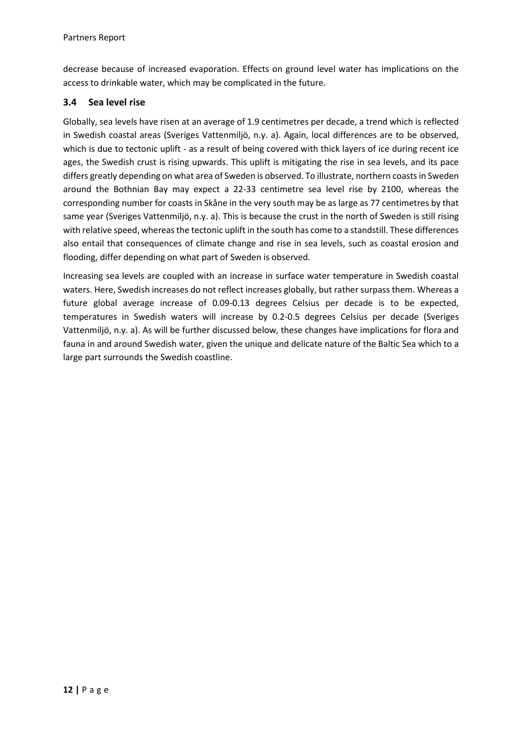decrease because of increased evaporation. Effects on ground level water has implications on the access to drinkable water, which may be complicated in the future.

### 3.4 Sea level rise

Globally, sea levels have risen at an average of 1.9 centimetres per decade, a trend which is reflected in Swedish coastal areas (Sveriges Vattenmiljö, n.y. a). Again, local differences are to be observed, which is due to tectonic uplift - as a result of being covered with thick layers of ice during recent ice ages, the Swedish crust is rising upwards. This uplift is mitigating the rise in sea levels, and its pace differs greatly depending on what area of Sweden is observed. To illustrate, northern coasts in Sweden around the Bothnian Bay may expect a 22-33 centimetre sea level rise by 2100, whereas the corresponding number for coasts in Skåne in the very south may be as large as 77 centimetres by that same year (Sveriges Vattenmiljö, n.y. a). This is because the crust in the north of Sweden is still rising with relative speed, whereas the tectonic uplift in the south has come to a standstill. These differences also entail that consequences of climate change and rise in sea levels, such as coastal erosion and flooding, differ depending on what part of Sweden is observed.

Increasing sea levels are coupled with an increase in surface water temperature in Swedish coastal waters. Here, Swedish increases do not reflect increases globally, but rather surpass them. Whereas a future global average increase of 0.09-0.13 degrees Celsius per decade is to be expected, temperatures in Swedish waters will increase by 0.2-0.5 degrees Celsius per decade (Sveriges Vattenmiljö, n.y. a). As will be further discussed below, these changes have implications for flora and fauna in and around Swedish water, given the unique and delicate nature of the Baltic Sea which to a large part surrounds the Swedish coastline.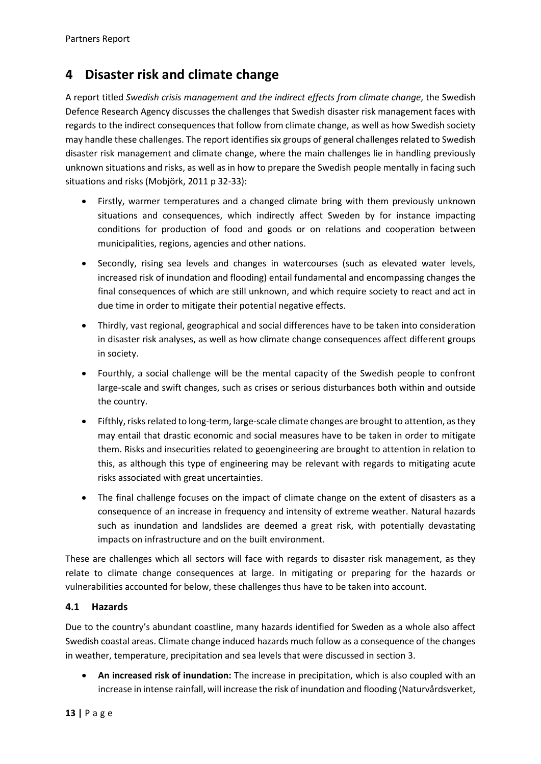# 4 Disaster risk and climate change

A report titled *Swedish crisis management and the indirect effects from climate change*, the Swedish Defence Research Agency discusses the challenges that Swedish disaster risk management faces with regards to the indirect consequences that follow from climate change, as well as how Swedish society may handle these challenges. The report identifies six groups of general challenges related to Swedish disaster risk management and climate change, where the main challenges lie in handling previously unknown situations and risks, as well as in how to prepare the Swedish people mentally in facing such situations and risks (Mobjörk, 2011 p 32-33):

- Firstly, warmer temperatures and a changed climate bring with them previously unknown situations and consequences, which indirectly affect Sweden by for instance impacting conditions for production of food and goods or on relations and cooperation between municipalities, regions, agencies and other nations.
- Secondly, rising sea levels and changes in watercourses (such as elevated water levels, increased risk of inundation and flooding) entail fundamental and encompassing changes the final consequences of which are still unknown, and which require society to react and act in due time in order to mitigate their potential negative effects.
- Thirdly, vast regional, geographical and social differences have to be taken into consideration in disaster risk analyses, as well as how climate change consequences affect different groups in society.
- Fourthly, a social challenge will be the mental capacity of the Swedish people to confront large-scale and swift changes, such as crises or serious disturbances both within and outside the country.
- Fifthly, risks related to long-term, large-scale climate changes are brought to attention, as they may entail that drastic economic and social measures have to be taken in order to mitigate them. Risks and insecurities related to geoengineering are brought to attention in relation to this, as although this type of engineering may be relevant with regards to mitigating acute risks associated with great uncertainties.
- The final challenge focuses on the impact of climate change on the extent of disasters as a consequence of an increase in frequency and intensity of extreme weather. Natural hazards such as inundation and landslides are deemed a great risk, with potentially devastating impacts on infrastructure and on the built environment.

These are challenges which all sectors will face with regards to disaster risk management, as they relate to climate change consequences at large. In mitigating or preparing for the hazards or vulnerabilities accounted for below, these challenges thus have to be taken into account.

## 4.1 Hazards

Due to the country's abundant coastline, many hazards identified for Sweden as a whole also affect Swedish coastal areas. Climate change induced hazards much follow as a consequence of the changes in weather, temperature, precipitation and sea levels that were discussed in section 3.

- **An increased risk of inundation:** The increase in precipitation, which is also coupled with an increase in intense rainfall, will increase the risk of inundation and flooding (Naturvårdsverket,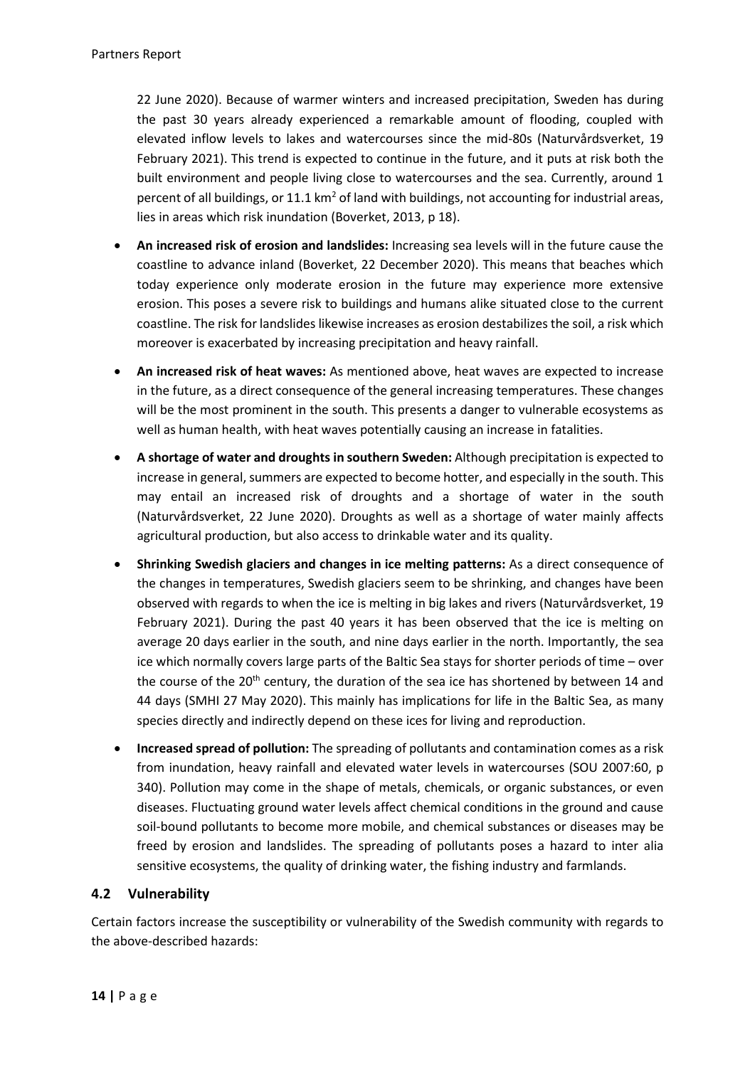22 June 2020). Because of warmer winters and increased precipitation, Sweden has during the past 30 years already experienced a remarkable amount of flooding, coupled with elevated inflow levels to lakes and watercourses since the mid-80s (Naturvårdsverket, 19 February 2021). This trend is expected to continue in the future, and it puts at risk both the built environment and people living close to watercourses and the sea. Currently, around 1 percent of all buildings, or 11.1 km$^2$ of land with buildings, not accounting for industrial areas, lies in areas which risk inundation (Boverket, 2013, p 18).

- **An increased risk of erosion and landslides:** Increasing sea levels will in the future cause the coastline to advance inland (Boverket, 22 December 2020). This means that beaches which today experience only moderate erosion in the future may experience more extensive erosion. This poses a severe risk to buildings and humans alike situated close to the current coastline. The risk for landslides likewise increases as erosion destabilizes the soil, a risk which moreover is exacerbated by increasing precipitation and heavy rainfall.
- **An increased risk of heat waves:** As mentioned above, heat waves are expected to increase in the future, as a direct consequence of the general increasing temperatures. These changes will be the most prominent in the south. This presents a danger to vulnerable ecosystems as well as human health, with heat waves potentially causing an increase in fatalities.
- **A shortage of water and droughts in southern Sweden:** Although precipitation is expected to increase in general, summers are expected to become hotter, and especially in the south. This may entail an increased risk of droughts and a shortage of water in the south (Naturvårdsverket, 22 June 2020). Droughts as well as a shortage of water mainly affects agricultural production, but also access to drinkable water and its quality.
- **Shrinking Swedish glaciers and changes in ice melting patterns:** As a direct consequence of the changes in temperatures, Swedish glaciers seem to be shrinking, and changes have been observed with regards to when the ice is melting in big lakes and rivers (Naturvårdsverket, 19 February 2021). During the past 40 years it has been observed that the ice is melting on average 20 days earlier in the south, and nine days earlier in the north. Importantly, the sea ice which normally covers large parts of the Baltic Sea stays for shorter periods of time – over the course of the 20th century, the duration of the sea ice has shortened by between 14 and 44 days (SMHI 27 May 2020). This mainly has implications for life in the Baltic Sea, as many species directly and indirectly depend on these ices for living and reproduction.
- **Increased spread of pollution:** The spreading of pollutants and contamination comes as a risk from inundation, heavy rainfall and elevated water levels in watercourses (SOU 2007:60, p 340). Pollution may come in the shape of metals, chemicals, or organic substances, or even diseases. Fluctuating ground water levels affect chemical conditions in the ground and cause soil-bound pollutants to become more mobile, and chemical substances or diseases may be freed by erosion and landslides. The spreading of pollutants poses a hazard to inter alia sensitive ecosystems, the quality of drinking water, the fishing industry and farmlands.

## 4.2 Vulnerability

Certain factors increase the susceptibility or vulnerability of the Swedish community with regards to the above-described hazards: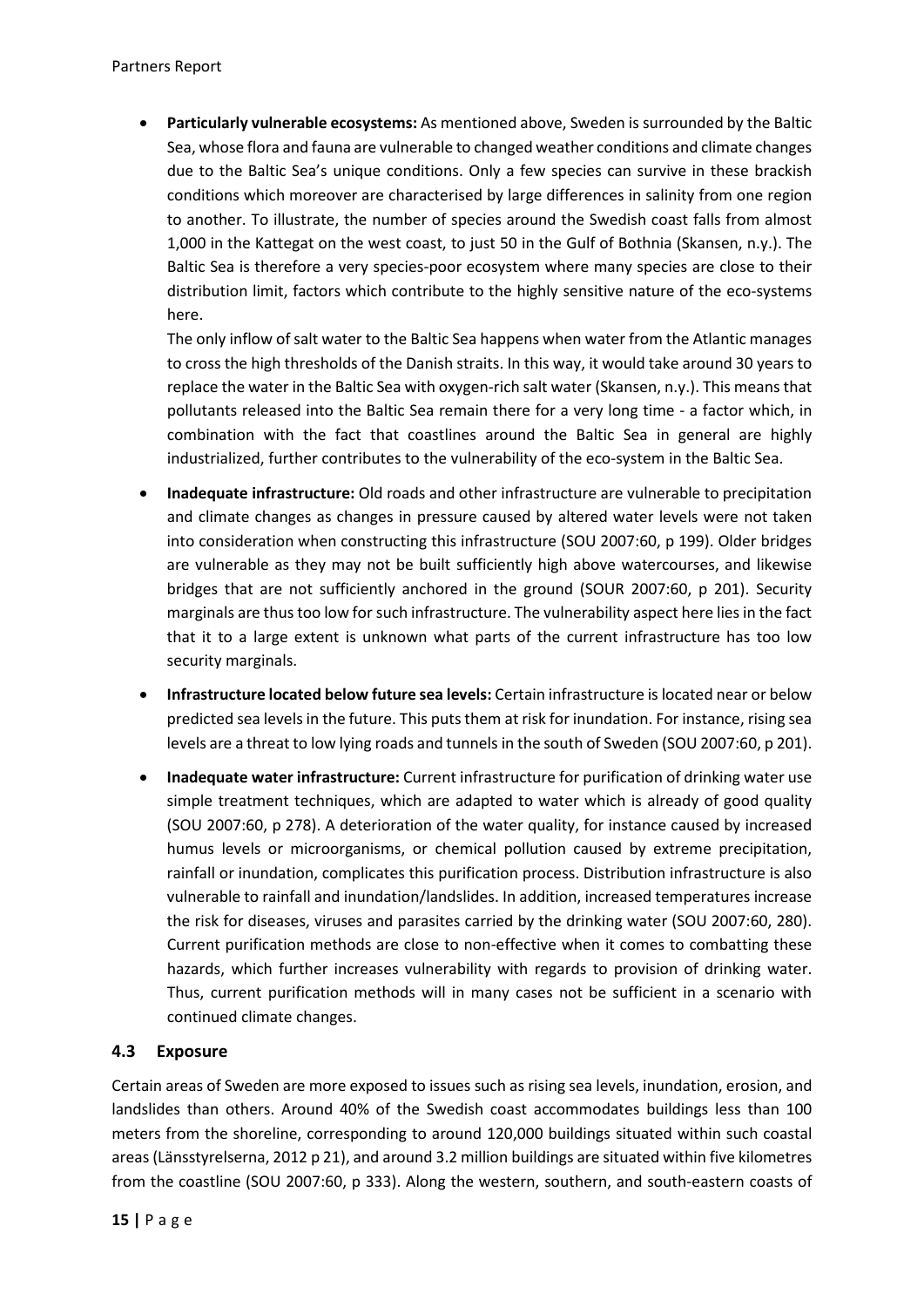- **Particularly vulnerable ecosystems:** As mentioned above, Sweden is surrounded by the Baltic Sea, whose flora and fauna are vulnerable to changed weather conditions and climate changes due to the Baltic Sea's unique conditions. Only a few species can survive in these brackish conditions which moreover are characterised by large differences in salinity from one region to another. To illustrate, the number of species around the Swedish coast falls from almost 1,000 in the Kattegat on the west coast, to just 50 in the Gulf of Bothnia (Skansen, n.y.). The Baltic Sea is therefore a very species-poor ecosystem where many species are close to their distribution limit, factors which contribute to the highly sensitive nature of the eco-systems here.

  The only inflow of salt water to the Baltic Sea happens when water from the Atlantic manages to cross the high thresholds of the Danish straits. In this way, it would take around 30 years to replace the water in the Baltic Sea with oxygen-rich salt water (Skansen, n.y.). This means that pollutants released into the Baltic Sea remain there for a very long time - a factor which, in combination with the fact that coastlines around the Baltic Sea in general are highly industrialized, further contributes to the vulnerability of the eco-system in the Baltic Sea.

- **Inadequate infrastructure:** Old roads and other infrastructure are vulnerable to precipitation and climate changes as changes in pressure caused by altered water levels were not taken into consideration when constructing this infrastructure (SOU 2007:60, p 199). Older bridges are vulnerable as they may not be built sufficiently high above watercourses, and likewise bridges that are not sufficiently anchored in the ground (SOUR 2007:60, p 201). Security marginals are thus too low for such infrastructure. The vulnerability aspect here lies in the fact that it to a large extent is unknown what parts of the current infrastructure has too low security marginals.

- **Infrastructure located below future sea levels:** Certain infrastructure is located near or below predicted sea levels in the future. This puts them at risk for inundation. For instance, rising sea levels are a threat to low lying roads and tunnels in the south of Sweden (SOU 2007:60, p 201).

- **Inadequate water infrastructure:** Current infrastructure for purification of drinking water use simple treatment techniques, which are adapted to water which is already of good quality (SOU 2007:60, p 278). A deterioration of the water quality, for instance caused by increased humus levels or microorganisms, or chemical pollution caused by extreme precipitation, rainfall or inundation, complicates this purification process. Distribution infrastructure is also vulnerable to rainfall and inundation/landslides. In addition, increased temperatures increase the risk for diseases, viruses and parasites carried by the drinking water (SOU 2007:60, 280). Current purification methods are close to non-effective when it comes to combatting these hazards, which further increases vulnerability with regards to provision of drinking water. Thus, current purification methods will in many cases not be sufficient in a scenario with continued climate changes.

### 4.3 Exposure

Certain areas of Sweden are more exposed to issues such as rising sea levels, inundation, erosion, and landslides than others. Around 40% of the Swedish coast accommodates buildings less than 100 meters from the shoreline, corresponding to around 120,000 buildings situated within such coastal areas (Länsstyrelserna, 2012 p 21), and around 3.2 million buildings are situated within five kilometres from the coastline (SOU 2007:60, p 333). Along the western, southern, and south-eastern coasts of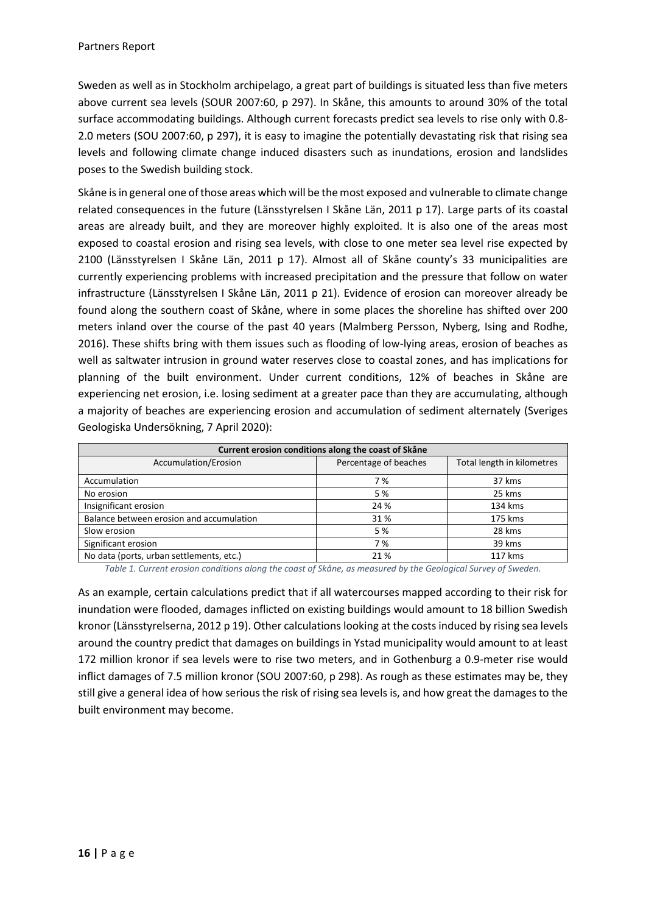Sweden as well as in Stockholm archipelago, a great part of buildings is situated less than five meters above current sea levels (SOUR 2007:60, p 297). In Skåne, this amounts to around 30% of the total surface accommodating buildings. Although current forecasts predict sea levels to rise only with 0.8-2.0 meters (SOU 2007:60, p 297), it is easy to imagine the potentially devastating risk that rising sea levels and following climate change induced disasters such as inundations, erosion and landslides poses to the Swedish building stock.

Skåne is in general one of those areas which will be the most exposed and vulnerable to climate change related consequences in the future (Länsstyrelsen I Skåne Län, 2011 p 17). Large parts of its coastal areas are already built, and they are moreover highly exploited. It is also one of the areas most exposed to coastal erosion and rising sea levels, with close to one meter sea level rise expected by 2100 (Länsstyrelsen I Skåne Län, 2011 p 17). Almost all of Skåne county's 33 municipalities are currently experiencing problems with increased precipitation and the pressure that follow on water infrastructure (Länsstyrelsen I Skåne Län, 2011 p 21). Evidence of erosion can moreover already be found along the southern coast of Skåne, where in some places the shoreline has shifted over 200 meters inland over the course of the past 40 years (Malmberg Persson, Nyberg, Ising and Rodhe, 2016). These shifts bring with them issues such as flooding of low-lying areas, erosion of beaches as well as saltwater intrusion in ground water reserves close to coastal zones, and has implications for planning of the built environment. Under current conditions, 12% of beaches in Skåne are experiencing net erosion, i.e. losing sediment at a greater pace than they are accumulating, although a majority of beaches are experiencing erosion and accumulation of sediment alternately (Sveriges Geologiska Undersökning, 7 April 2020):

| **Current erosion conditions along the coast of Skåne** | | |
|---|---|---|
| Accumulation/Erosion | Percentage of beaches | Total length in kilometres |
| Accumulation | 7 % | 37 kms |
| No erosion | 5 % | 25 kms |
| Insignificant erosion | 24 % | 134 kms |
| Balance between erosion and accumulation | 31 % | 175 kms |
| Slow erosion | 5 % | 28 kms |
| Significant erosion | 7 % | 39 kms |
| No data (ports, urban settlements, etc.) | 21 % | 117 kms |

*Table 1. Current erosion conditions along the coast of Skåne, as measured by the Geological Survey of Sweden.*

As an example, certain calculations predict that if all watercourses mapped according to their risk for inundation were flooded, damages inflicted on existing buildings would amount to 18 billion Swedish kronor (Länsstyrelserna, 2012 p 19). Other calculations looking at the costs induced by rising sea levels around the country predict that damages on buildings in Ystad municipality would amount to at least 172 million kronor if sea levels were to rise two meters, and in Gothenburg a 0.9-meter rise would inflict damages of 7.5 million kronor (SOU 2007:60, p 298). As rough as these estimates may be, they still give a general idea of how serious the risk of rising sea levels is, and how great the damages to the built environment may become.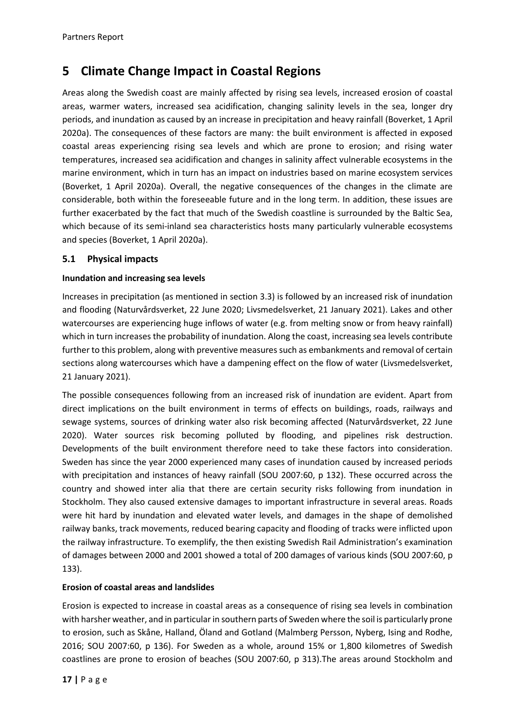# 5 Climate Change Impact in Coastal Regions

Areas along the Swedish coast are mainly affected by rising sea levels, increased erosion of coastal areas, warmer waters, increased sea acidification, changing salinity levels in the sea, longer dry periods, and inundation as caused by an increase in precipitation and heavy rainfall (Boverket, 1 April 2020a). The consequences of these factors are many: the built environment is affected in exposed coastal areas experiencing rising sea levels and which are prone to erosion; and rising water temperatures, increased sea acidification and changes in salinity affect vulnerable ecosystems in the marine environment, which in turn has an impact on industries based on marine ecosystem services (Boverket, 1 April 2020a). Overall, the negative consequences of the changes in the climate are considerable, both within the foreseeable future and in the long term. In addition, these issues are further exacerbated by the fact that much of the Swedish coastline is surrounded by the Baltic Sea, which because of its semi-inland sea characteristics hosts many particularly vulnerable ecosystems and species (Boverket, 1 April 2020a).

## 5.1 Physical impacts

**Inundation and increasing sea levels**

Increases in precipitation (as mentioned in section 3.3) is followed by an increased risk of inundation and flooding (Naturvårdsverket, 22 June 2020; Livsmedelsverket, 21 January 2021). Lakes and other watercourses are experiencing huge inflows of water (e.g. from melting snow or from heavy rainfall) which in turn increases the probability of inundation. Along the coast, increasing sea levels contribute further to this problem, along with preventive measures such as embankments and removal of certain sections along watercourses which have a dampening effect on the flow of water (Livsmedelsverket, 21 January 2021).

The possible consequences following from an increased risk of inundation are evident. Apart from direct implications on the built environment in terms of effects on buildings, roads, railways and sewage systems, sources of drinking water also risk becoming affected (Naturvårdsverket, 22 June 2020). Water sources risk becoming polluted by flooding, and pipelines risk destruction. Developments of the built environment therefore need to take these factors into consideration. Sweden has since the year 2000 experienced many cases of inundation caused by increased periods with precipitation and instances of heavy rainfall (SOU 2007:60, p 132). These occurred across the country and showed inter alia that there are certain security risks following from inundation in Stockholm. They also caused extensive damages to important infrastructure in several areas. Roads were hit hard by inundation and elevated water levels, and damages in the shape of demolished railway banks, track movements, reduced bearing capacity and flooding of tracks were inflicted upon the railway infrastructure. To exemplify, the then existing Swedish Rail Administration's examination of damages between 2000 and 2001 showed a total of 200 damages of various kinds (SOU 2007:60, p 133).

**Erosion of coastal areas and landslides**

Erosion is expected to increase in coastal areas as a consequence of rising sea levels in combination with harsher weather, and in particular in southern parts of Sweden where the soil is particularly prone to erosion, such as Skåne, Halland, Öland and Gotland (Malmberg Persson, Nyberg, Ising and Rodhe, 2016; SOU 2007:60, p 136). For Sweden as a whole, around 15% or 1,800 kilometres of Swedish coastlines are prone to erosion of beaches (SOU 2007:60, p 313).The areas around Stockholm and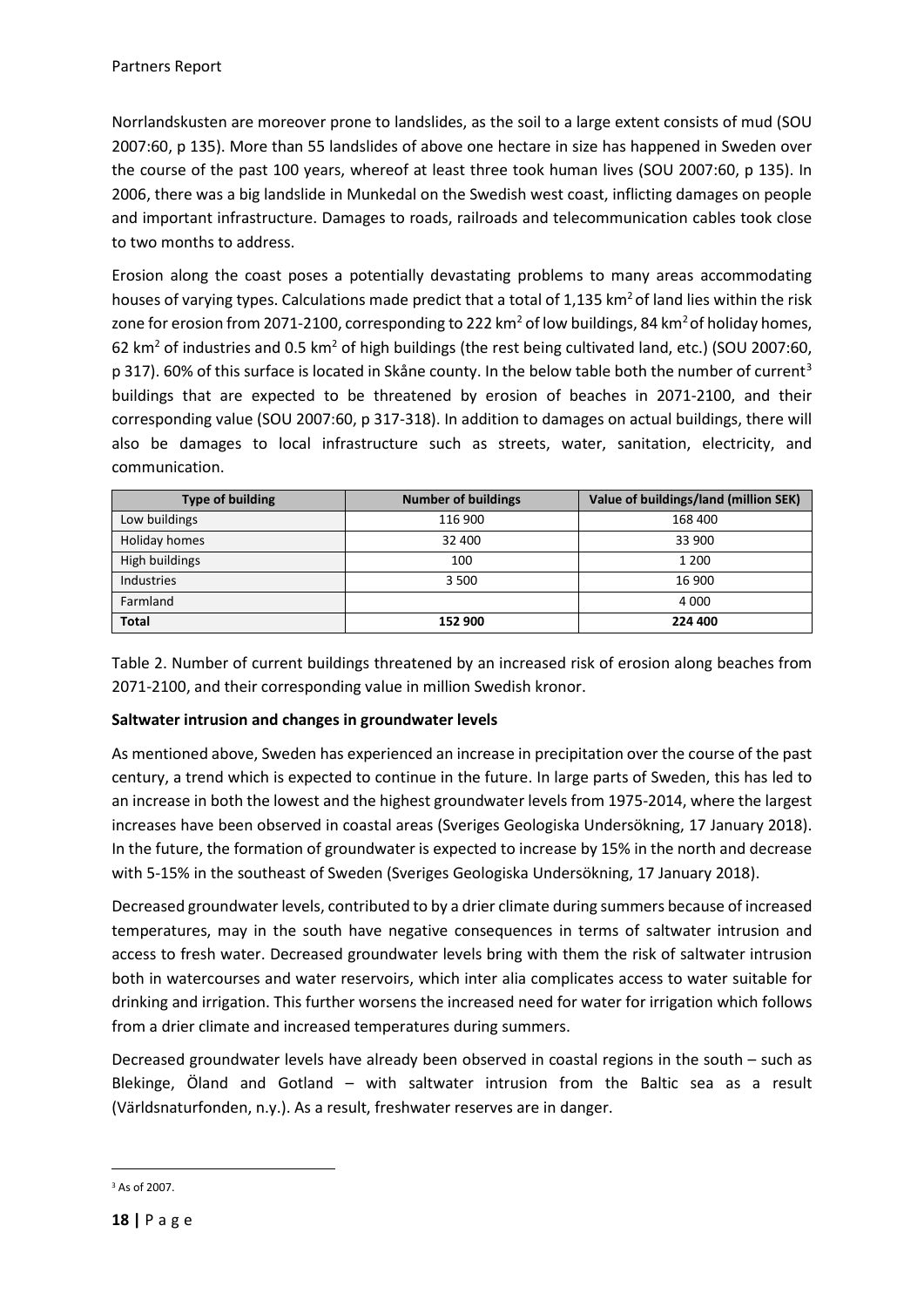Norrlandskusten are moreover prone to landslides, as the soil to a large extent consists of mud (SOU 2007:60, p 135). More than 55 landslides of above one hectare in size has happened in Sweden over the course of the past 100 years, whereof at least three took human lives (SOU 2007:60, p 135). In 2006, there was a big landslide in Munkedal on the Swedish west coast, inflicting damages on people and important infrastructure. Damages to roads, railroads and telecommunication cables took close to two months to address.

Erosion along the coast poses a potentially devastating problems to many areas accommodating houses of varying types. Calculations made predict that a total of 1,135 km$^2$ of land lies within the risk zone for erosion from 2071-2100, corresponding to 222 km$^2$ of low buildings, 84 km$^2$ of holiday homes, 62 km$^2$ of industries and 0.5 km$^2$ of high buildings (the rest being cultivated land, etc.) (SOU 2007:60, p 317). 60% of this surface is located in Skåne county. In the below table both the number of current[3] buildings that are expected to be threatened by erosion of beaches in 2071-2100, and their corresponding value (SOU 2007:60, p 317-318). In addition to damages on actual buildings, there will also be damages to local infrastructure such as streets, water, sanitation, electricity, and communication.

| Type of building | Number of buildings | Value of buildings/land (million SEK) |
|---|---|---|
| Low buildings | 116 900 | 168 400 |
| Holiday homes | 32 400 | 33 900 |
| High buildings | 100 | 1 200 |
| Industries | 3 500 | 16 900 |
| Farmland | | 4 000 |
| **Total** | **152 900** | **224 400** |

Table 2. Number of current buildings threatened by an increased risk of erosion along beaches from 2071-2100, and their corresponding value in million Swedish kronor.

**Saltwater intrusion and changes in groundwater levels**

As mentioned above, Sweden has experienced an increase in precipitation over the course of the past century, a trend which is expected to continue in the future. In large parts of Sweden, this has led to an increase in both the lowest and the highest groundwater levels from 1975-2014, where the largest increases have been observed in coastal areas (Sveriges Geologiska Undersökning, 17 January 2018). In the future, the formation of groundwater is expected to increase by 15% in the north and decrease with 5-15% in the southeast of Sweden (Sveriges Geologiska Undersökning, 17 January 2018).

Decreased groundwater levels, contributed to by a drier climate during summers because of increased temperatures, may in the south have negative consequences in terms of saltwater intrusion and access to fresh water. Decreased groundwater levels bring with them the risk of saltwater intrusion both in watercourses and water reservoirs, which inter alia complicates access to water suitable for drinking and irrigation. This further worsens the increased need for water for irrigation which follows from a drier climate and increased temperatures during summers.

Decreased groundwater levels have already been observed in coastal regions in the south – such as Blekinge, Öland and Gotland – with saltwater intrusion from the Baltic sea as a result (Världsnaturfonden, n.y.). As a result, freshwater reserves are in danger.

[3] As of 2007.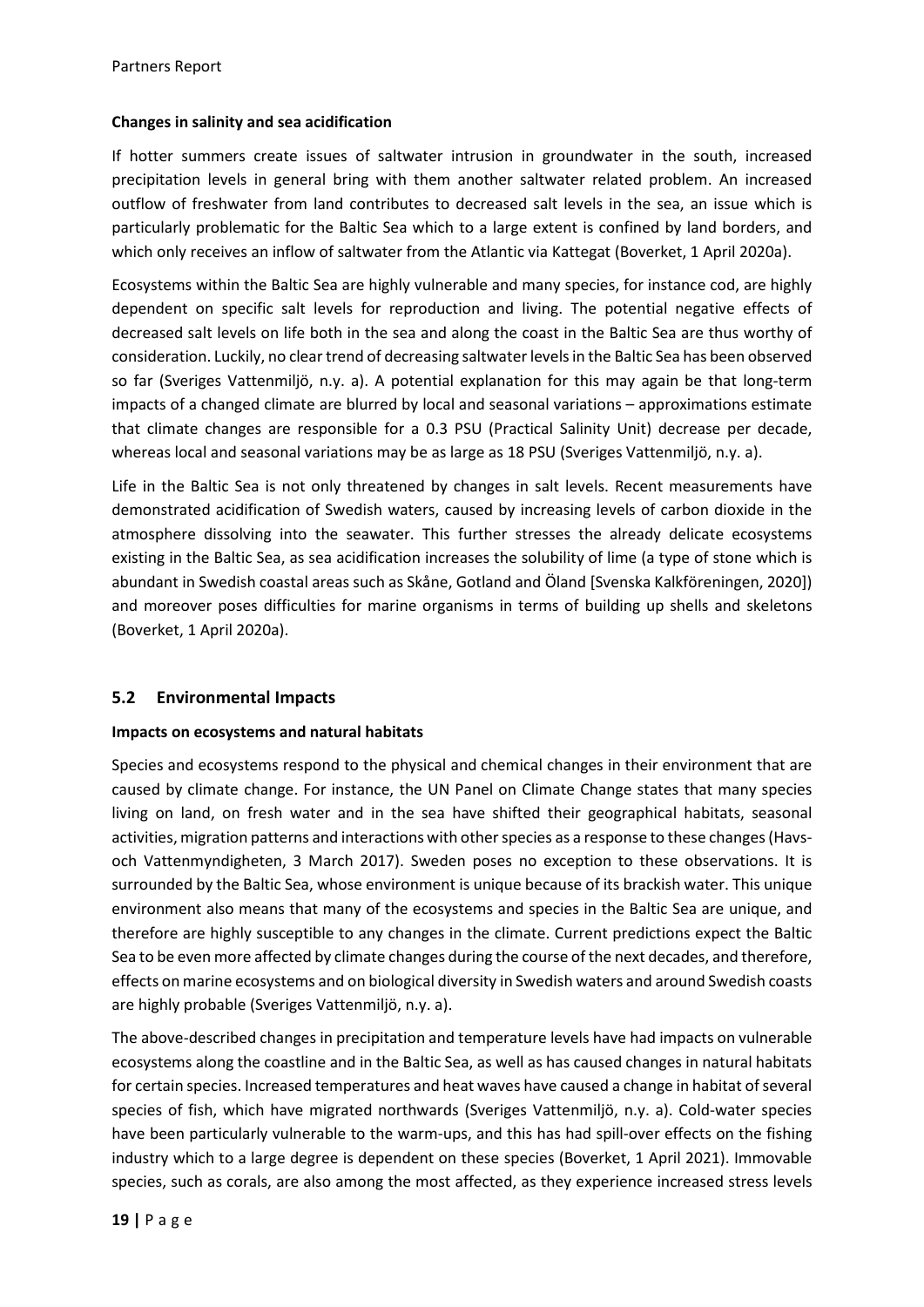**Changes in salinity and sea acidification**

If hotter summers create issues of saltwater intrusion in groundwater in the south, increased precipitation levels in general bring with them another saltwater related problem. An increased outflow of freshwater from land contributes to decreased salt levels in the sea, an issue which is particularly problematic for the Baltic Sea which to a large extent is confined by land borders, and which only receives an inflow of saltwater from the Atlantic via Kattegat (Boverket, 1 April 2020a).

Ecosystems within the Baltic Sea are highly vulnerable and many species, for instance cod, are highly dependent on specific salt levels for reproduction and living. The potential negative effects of decreased salt levels on life both in the sea and along the coast in the Baltic Sea are thus worthy of consideration. Luckily, no clear trend of decreasing saltwater levels in the Baltic Sea has been observed so far (Sveriges Vattenmiljö, n.y. a). A potential explanation for this may again be that long-term impacts of a changed climate are blurred by local and seasonal variations – approximations estimate that climate changes are responsible for a 0.3 PSU (Practical Salinity Unit) decrease per decade, whereas local and seasonal variations may be as large as 18 PSU (Sveriges Vattenmiljö, n.y. a).

Life in the Baltic Sea is not only threatened by changes in salt levels. Recent measurements have demonstrated acidification of Swedish waters, caused by increasing levels of carbon dioxide in the atmosphere dissolving into the seawater. This further stresses the already delicate ecosystems existing in the Baltic Sea, as sea acidification increases the solubility of lime (a type of stone which is abundant in Swedish coastal areas such as Skåne, Gotland and Öland [Svenska Kalkföreningen, 2020]) and moreover poses difficulties for marine organisms in terms of building up shells and skeletons (Boverket, 1 April 2020a).

## 5.2 Environmental Impacts

**Impacts on ecosystems and natural habitats**

Species and ecosystems respond to the physical and chemical changes in their environment that are caused by climate change. For instance, the UN Panel on Climate Change states that many species living on land, on fresh water and in the sea have shifted their geographical habitats, seasonal activities, migration patterns and interactions with other species as a response to these changes (Havs- och Vattenmyndigheten, 3 March 2017). Sweden poses no exception to these observations. It is surrounded by the Baltic Sea, whose environment is unique because of its brackish water. This unique environment also means that many of the ecosystems and species in the Baltic Sea are unique, and therefore are highly susceptible to any changes in the climate. Current predictions expect the Baltic Sea to be even more affected by climate changes during the course of the next decades, and therefore, effects on marine ecosystems and on biological diversity in Swedish waters and around Swedish coasts are highly probable (Sveriges Vattenmiljö, n.y. a).

The above-described changes in precipitation and temperature levels have had impacts on vulnerable ecosystems along the coastline and in the Baltic Sea, as well as has caused changes in natural habitats for certain species. Increased temperatures and heat waves have caused a change in habitat of several species of fish, which have migrated northwards (Sveriges Vattenmiljö, n.y. a). Cold-water species have been particularly vulnerable to the warm-ups, and this has had spill-over effects on the fishing industry which to a large degree is dependent on these species (Boverket, 1 April 2021). Immovable species, such as corals, are also among the most affected, as they experience increased stress levels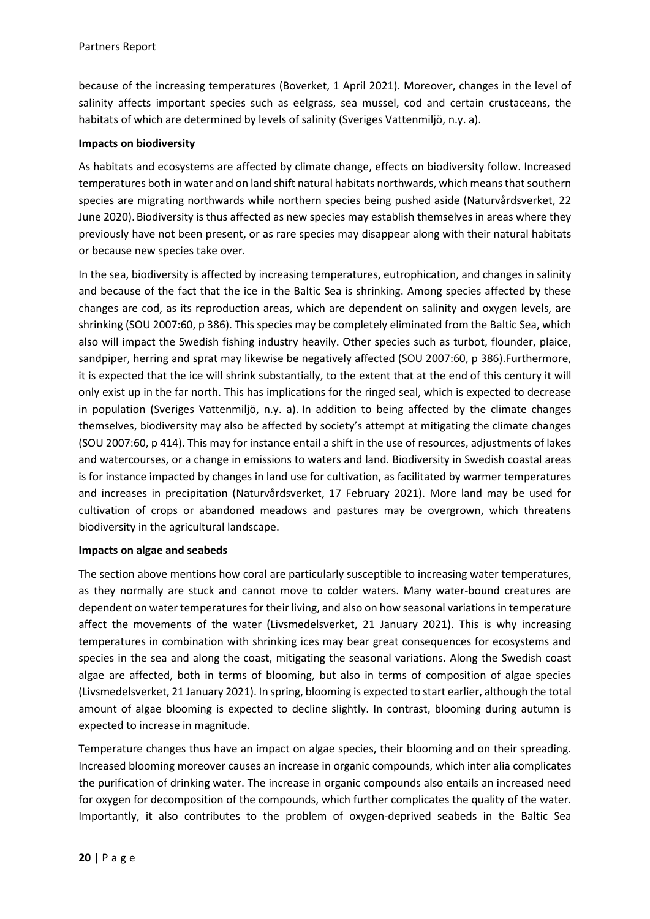because of the increasing temperatures (Boverket, 1 April 2021). Moreover, changes in the level of salinity affects important species such as eelgrass, sea mussel, cod and certain crustaceans, the habitats of which are determined by levels of salinity (Sveriges Vattenmiljö, n.y. a).

**Impacts on biodiversity**

As habitats and ecosystems are affected by climate change, effects on biodiversity follow. Increased temperatures both in water and on land shift natural habitats northwards, which means that southern species are migrating northwards while northern species being pushed aside (Naturvårdsverket, 22 June 2020). Biodiversity is thus affected as new species may establish themselves in areas where they previously have not been present, or as rare species may disappear along with their natural habitats or because new species take over.

In the sea, biodiversity is affected by increasing temperatures, eutrophication, and changes in salinity and because of the fact that the ice in the Baltic Sea is shrinking. Among species affected by these changes are cod, as its reproduction areas, which are dependent on salinity and oxygen levels, are shrinking (SOU 2007:60, p 386). This species may be completely eliminated from the Baltic Sea, which also will impact the Swedish fishing industry heavily. Other species such as turbot, flounder, plaice, sandpiper, herring and sprat may likewise be negatively affected (SOU 2007:60, p 386).Furthermore, it is expected that the ice will shrink substantially, to the extent that at the end of this century it will only exist up in the far north. This has implications for the ringed seal, which is expected to decrease in population (Sveriges Vattenmiljö, n.y. a). In addition to being affected by the climate changes themselves, biodiversity may also be affected by society's attempt at mitigating the climate changes (SOU 2007:60, p 414). This may for instance entail a shift in the use of resources, adjustments of lakes and watercourses, or a change in emissions to waters and land. Biodiversity in Swedish coastal areas is for instance impacted by changes in land use for cultivation, as facilitated by warmer temperatures and increases in precipitation (Naturvårdsverket, 17 February 2021). More land may be used for cultivation of crops or abandoned meadows and pastures may be overgrown, which threatens biodiversity in the agricultural landscape.

**Impacts on algae and seabeds**

The section above mentions how coral are particularly susceptible to increasing water temperatures, as they normally are stuck and cannot move to colder waters. Many water-bound creatures are dependent on water temperatures for their living, and also on how seasonal variations in temperature affect the movements of the water (Livsmedelsverket, 21 January 2021). This is why increasing temperatures in combination with shrinking ices may bear great consequences for ecosystems and species in the sea and along the coast, mitigating the seasonal variations. Along the Swedish coast algae are affected, both in terms of blooming, but also in terms of composition of algae species (Livsmedelsverket, 21 January 2021). In spring, blooming is expected to start earlier, although the total amount of algae blooming is expected to decline slightly. In contrast, blooming during autumn is expected to increase in magnitude.

Temperature changes thus have an impact on algae species, their blooming and on their spreading. Increased blooming moreover causes an increase in organic compounds, which inter alia complicates the purification of drinking water. The increase in organic compounds also entails an increased need for oxygen for decomposition of the compounds, which further complicates the quality of the water. Importantly, it also contributes to the problem of oxygen-deprived seabeds in the Baltic Sea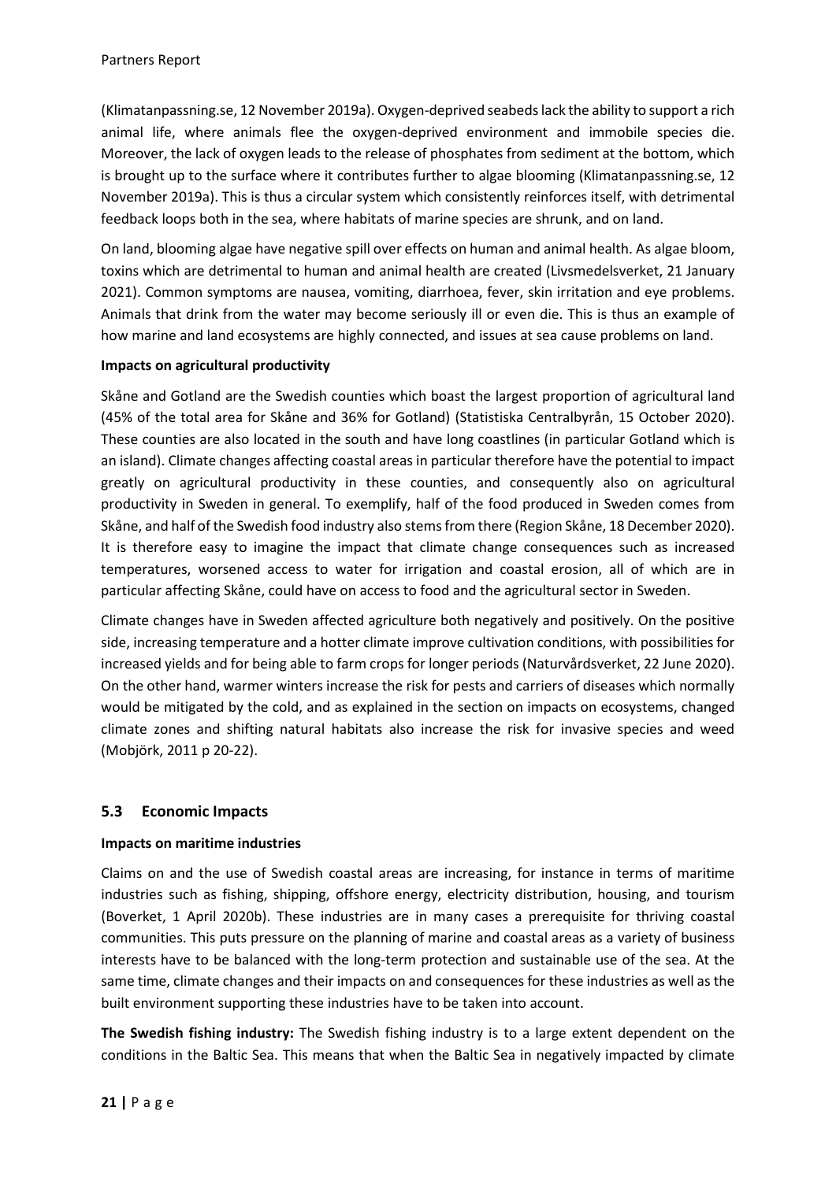(Klimatanpassning.se, 12 November 2019a). Oxygen-deprived seabeds lack the ability to support a rich animal life, where animals flee the oxygen-deprived environment and immobile species die. Moreover, the lack of oxygen leads to the release of phosphates from sediment at the bottom, which is brought up to the surface where it contributes further to algae blooming (Klimatanpassning.se, 12 November 2019a). This is thus a circular system which consistently reinforces itself, with detrimental feedback loops both in the sea, where habitats of marine species are shrunk, and on land.

On land, blooming algae have negative spill over effects on human and animal health. As algae bloom, toxins which are detrimental to human and animal health are created (Livsmedelsverket, 21 January 2021). Common symptoms are nausea, vomiting, diarrhoea, fever, skin irritation and eye problems. Animals that drink from the water may become seriously ill or even die. This is thus an example of how marine and land ecosystems are highly connected, and issues at sea cause problems on land.

**Impacts on agricultural productivity**

Skåne and Gotland are the Swedish counties which boast the largest proportion of agricultural land (45% of the total area for Skåne and 36% for Gotland) (Statistiska Centralbyrån, 15 October 2020). These counties are also located in the south and have long coastlines (in particular Gotland which is an island). Climate changes affecting coastal areas in particular therefore have the potential to impact greatly on agricultural productivity in these counties, and consequently also on agricultural productivity in Sweden in general. To exemplify, half of the food produced in Sweden comes from Skåne, and half of the Swedish food industry also stems from there (Region Skåne, 18 December 2020). It is therefore easy to imagine the impact that climate change consequences such as increased temperatures, worsened access to water for irrigation and coastal erosion, all of which are in particular affecting Skåne, could have on access to food and the agricultural sector in Sweden.

Climate changes have in Sweden affected agriculture both negatively and positively. On the positive side, increasing temperature and a hotter climate improve cultivation conditions, with possibilities for increased yields and for being able to farm crops for longer periods (Naturvårdsverket, 22 June 2020). On the other hand, warmer winters increase the risk for pests and carriers of diseases which normally would be mitigated by the cold, and as explained in the section on impacts on ecosystems, changed climate zones and shifting natural habitats also increase the risk for invasive species and weed (Mobjörk, 2011 p 20-22).

## 5.3 Economic Impacts

**Impacts on maritime industries**

Claims on and the use of Swedish coastal areas are increasing, for instance in terms of maritime industries such as fishing, shipping, offshore energy, electricity distribution, housing, and tourism (Boverket, 1 April 2020b). These industries are in many cases a prerequisite for thriving coastal communities. This puts pressure on the planning of marine and coastal areas as a variety of business interests have to be balanced with the long-term protection and sustainable use of the sea. At the same time, climate changes and their impacts on and consequences for these industries as well as the built environment supporting these industries have to be taken into account.

**The Swedish fishing industry:** The Swedish fishing industry is to a large extent dependent on the conditions in the Baltic Sea. This means that when the Baltic Sea in negatively impacted by climate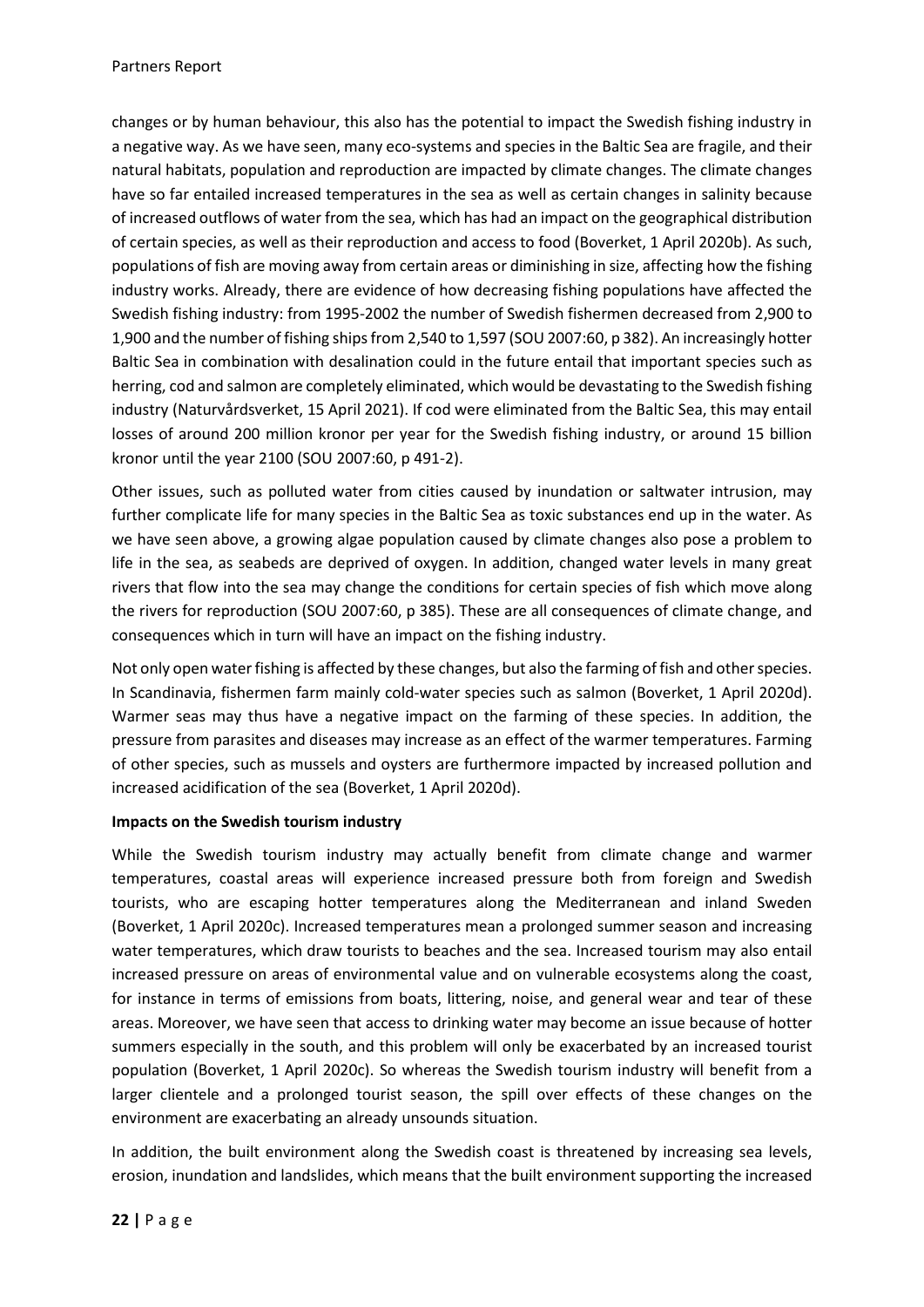changes or by human behaviour, this also has the potential to impact the Swedish fishing industry in a negative way. As we have seen, many eco-systems and species in the Baltic Sea are fragile, and their natural habitats, population and reproduction are impacted by climate changes. The climate changes have so far entailed increased temperatures in the sea as well as certain changes in salinity because of increased outflows of water from the sea, which has had an impact on the geographical distribution of certain species, as well as their reproduction and access to food (Boverket, 1 April 2020b). As such, populations of fish are moving away from certain areas or diminishing in size, affecting how the fishing industry works. Already, there are evidence of how decreasing fishing populations have affected the Swedish fishing industry: from 1995-2002 the number of Swedish fishermen decreased from 2,900 to 1,900 and the number of fishing ships from 2,540 to 1,597 (SOU 2007:60, p 382). An increasingly hotter Baltic Sea in combination with desalination could in the future entail that important species such as herring, cod and salmon are completely eliminated, which would be devastating to the Swedish fishing industry (Naturvårdsverket, 15 April 2021). If cod were eliminated from the Baltic Sea, this may entail losses of around 200 million kronor per year for the Swedish fishing industry, or around 15 billion kronor until the year 2100 (SOU 2007:60, p 491-2).

Other issues, such as polluted water from cities caused by inundation or saltwater intrusion, may further complicate life for many species in the Baltic Sea as toxic substances end up in the water. As we have seen above, a growing algae population caused by climate changes also pose a problem to life in the sea, as seabeds are deprived of oxygen. In addition, changed water levels in many great rivers that flow into the sea may change the conditions for certain species of fish which move along the rivers for reproduction (SOU 2007:60, p 385). These are all consequences of climate change, and consequences which in turn will have an impact on the fishing industry.

Not only open water fishing is affected by these changes, but also the farming of fish and other species. In Scandinavia, fishermen farm mainly cold-water species such as salmon (Boverket, 1 April 2020d). Warmer seas may thus have a negative impact on the farming of these species. In addition, the pressure from parasites and diseases may increase as an effect of the warmer temperatures. Farming of other species, such as mussels and oysters are furthermore impacted by increased pollution and increased acidification of the sea (Boverket, 1 April 2020d).

**Impacts on the Swedish tourism industry**

While the Swedish tourism industry may actually benefit from climate change and warmer temperatures, coastal areas will experience increased pressure both from foreign and Swedish tourists, who are escaping hotter temperatures along the Mediterranean and inland Sweden (Boverket, 1 April 2020c). Increased temperatures mean a prolonged summer season and increasing water temperatures, which draw tourists to beaches and the sea. Increased tourism may also entail increased pressure on areas of environmental value and on vulnerable ecosystems along the coast, for instance in terms of emissions from boats, littering, noise, and general wear and tear of these areas. Moreover, we have seen that access to drinking water may become an issue because of hotter summers especially in the south, and this problem will only be exacerbated by an increased tourist population (Boverket, 1 April 2020c). So whereas the Swedish tourism industry will benefit from a larger clientele and a prolonged tourist season, the spill over effects of these changes on the environment are exacerbating an already unsounds situation.

In addition, the built environment along the Swedish coast is threatened by increasing sea levels, erosion, inundation and landslides, which means that the built environment supporting the increased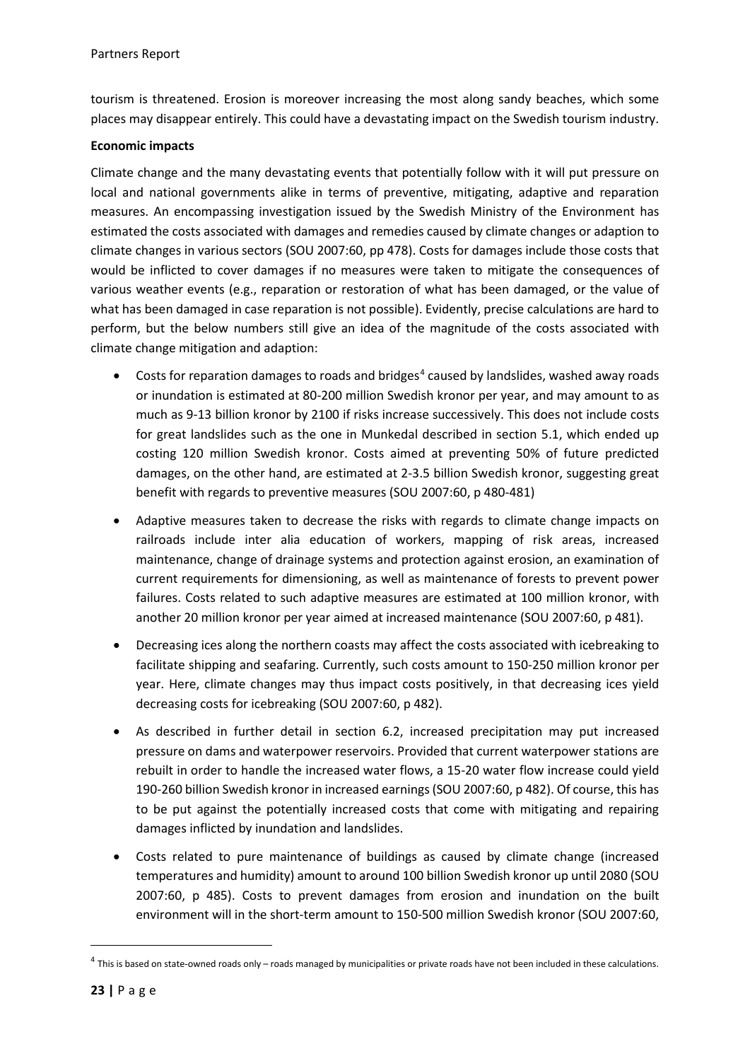tourism is threatened. Erosion is moreover increasing the most along sandy beaches, which some places may disappear entirely. This could have a devastating impact on the Swedish tourism industry.

**Economic impacts**

Climate change and the many devastating events that potentially follow with it will put pressure on local and national governments alike in terms of preventive, mitigating, adaptive and reparation measures. An encompassing investigation issued by the Swedish Ministry of the Environment has estimated the costs associated with damages and remedies caused by climate changes or adaption to climate changes in various sectors (SOU 2007:60, pp 478). Costs for damages include those costs that would be inflicted to cover damages if no measures were taken to mitigate the consequences of various weather events (e.g., reparation or restoration of what has been damaged, or the value of what has been damaged in case reparation is not possible). Evidently, precise calculations are hard to perform, but the below numbers still give an idea of the magnitude of the costs associated with climate change mitigation and adaption:

- Costs for reparation damages to roads and bridges[4] caused by landslides, washed away roads or inundation is estimated at 80-200 million Swedish kronor per year, and may amount to as much as 9-13 billion kronor by 2100 if risks increase successively. This does not include costs for great landslides such as the one in Munkedal described in section 5.1, which ended up costing 120 million Swedish kronor. Costs aimed at preventing 50% of future predicted damages, on the other hand, are estimated at 2-3.5 billion Swedish kronor, suggesting great benefit with regards to preventive measures (SOU 2007:60, p 480-481)
- Adaptive measures taken to decrease the risks with regards to climate change impacts on railroads include inter alia education of workers, mapping of risk areas, increased maintenance, change of drainage systems and protection against erosion, an examination of current requirements for dimensioning, as well as maintenance of forests to prevent power failures. Costs related to such adaptive measures are estimated at 100 million kronor, with another 20 million kronor per year aimed at increased maintenance (SOU 2007:60, p 481).
- Decreasing ices along the northern coasts may affect the costs associated with icebreaking to facilitate shipping and seafaring. Currently, such costs amount to 150-250 million kronor per year. Here, climate changes may thus impact costs positively, in that decreasing ices yield decreasing costs for icebreaking (SOU 2007:60, p 482).
- As described in further detail in section 6.2, increased precipitation may put increased pressure on dams and waterpower reservoirs. Provided that current waterpower stations are rebuilt in order to handle the increased water flows, a 15-20 water flow increase could yield 190-260 billion Swedish kronor in increased earnings (SOU 2007:60, p 482). Of course, this has to be put against the potentially increased costs that come with mitigating and repairing damages inflicted by inundation and landslides.
- Costs related to pure maintenance of buildings as caused by climate change (increased temperatures and humidity) amount to around 100 billion Swedish kronor up until 2080 (SOU 2007:60, p 485). Costs to prevent damages from erosion and inundation on the built environment will in the short-term amount to 150-500 million Swedish kronor (SOU 2007:60,

[4] This is based on state-owned roads only – roads managed by municipalities or private roads have not been included in these calculations.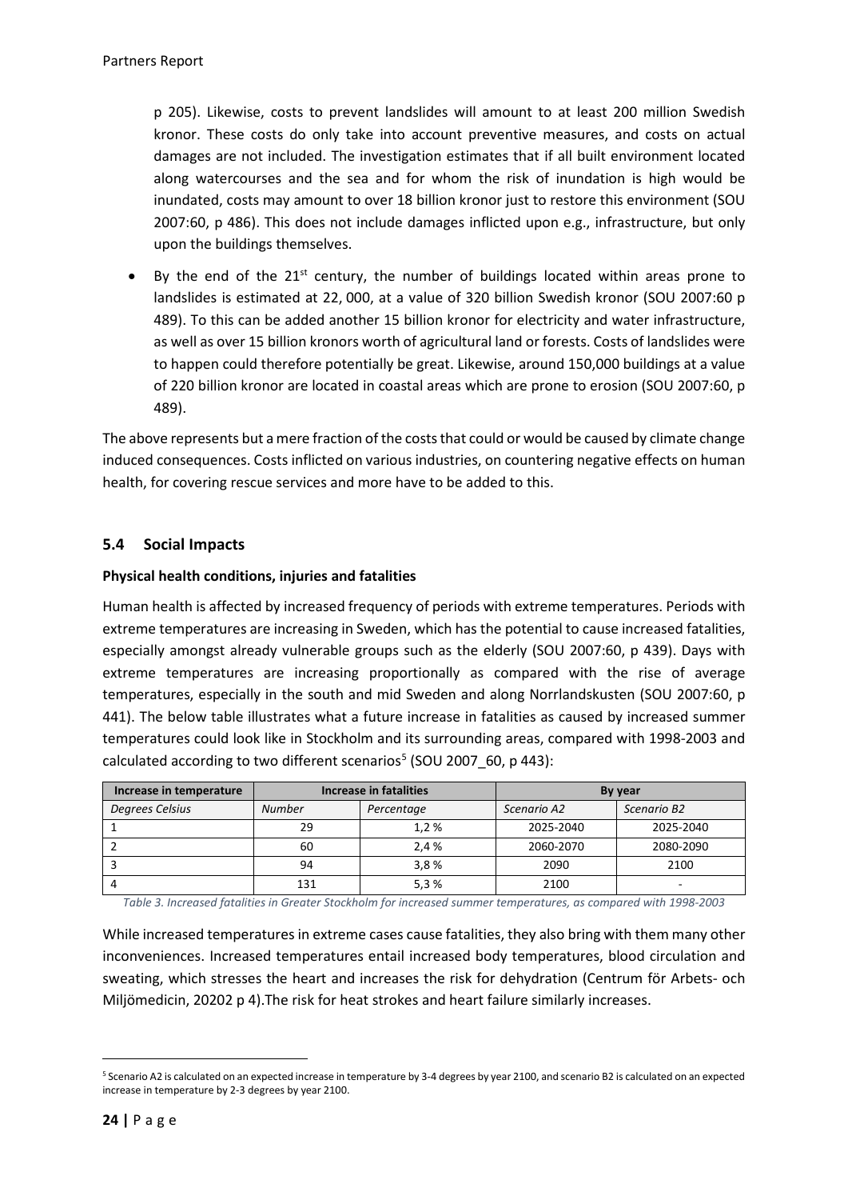p 205). Likewise, costs to prevent landslides will amount to at least 200 million Swedish kronor. These costs do only take into account preventive measures, and costs on actual damages are not included. The investigation estimates that if all built environment located along watercourses and the sea and for whom the risk of inundation is high would be inundated, costs may amount to over 18 billion kronor just to restore this environment (SOU 2007:60, p 486). This does not include damages inflicted upon e.g., infrastructure, but only upon the buildings themselves.

- By the end of the 21st century, the number of buildings located within areas prone to landslides is estimated at 22, 000, at a value of 320 billion Swedish kronor (SOU 2007:60 p 489). To this can be added another 15 billion kronor for electricity and water infrastructure, as well as over 15 billion kronors worth of agricultural land or forests. Costs of landslides were to happen could therefore potentially be great. Likewise, around 150,000 buildings at a value of 220 billion kronor are located in coastal areas which are prone to erosion (SOU 2007:60, p 489).

The above represents but a mere fraction of the costs that could or would be caused by climate change induced consequences. Costs inflicted on various industries, on countering negative effects on human health, for covering rescue services and more have to be added to this.

## 5.4 Social Impacts

**Physical health conditions, injuries and fatalities**

Human health is affected by increased frequency of periods with extreme temperatures. Periods with extreme temperatures are increasing in Sweden, which has the potential to cause increased fatalities, especially amongst already vulnerable groups such as the elderly (SOU 2007:60, p 439). Days with extreme temperatures are increasing proportionally as compared with the rise of average temperatures, especially in the south and mid Sweden and along Norrlandskusten (SOU 2007:60, p 441). The below table illustrates what a future increase in fatalities as caused by increased summer temperatures could look like in Stockholm and its surrounding areas, compared with 1998-2003 and calculated according to two different scenarios[5] (SOU 2007_60, p 443):

| Increase in temperature | Increase in fatalities | | By year | |
|---|---|---|---|---|
| *Degrees Celsius* | *Number* | *Percentage* | *Scenario A2* | *Scenario B2* |
| 1 | 29 | 1,2 % | 2025-2040 | 2025-2040 |
| 2 | 60 | 2,4 % | 2060-2070 | 2080-2090 |
| 3 | 94 | 3,8 % | 2090 | 2100 |
| 4 | 131 | 5,3 % | 2100 | - |

*Table 3. Increased fatalities in Greater Stockholm for increased summer temperatures, as compared with 1998-2003*

While increased temperatures in extreme cases cause fatalities, they also bring with them many other inconveniences. Increased temperatures entail increased body temperatures, blood circulation and sweating, which stresses the heart and increases the risk for dehydration (Centrum för Arbets- och Miljömedicin, 20202 p 4).The risk for heat strokes and heart failure similarly increases.

[5] Scenario A2 is calculated on an expected increase in temperature by 3-4 degrees by year 2100, and scenario B2 is calculated on an expected increase in temperature by 2-3 degrees by year 2100.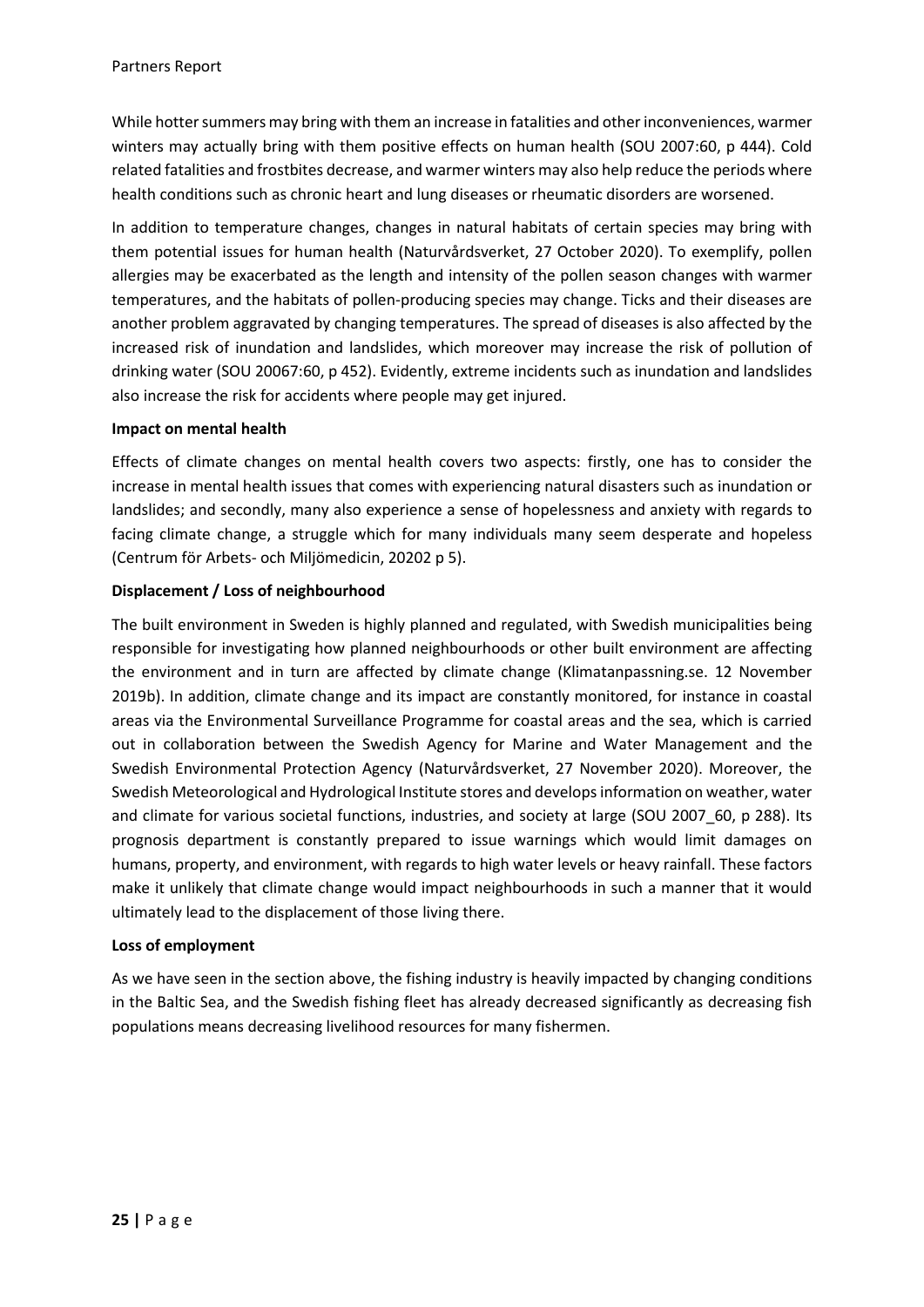While hotter summers may bring with them an increase in fatalities and other inconveniences, warmer winters may actually bring with them positive effects on human health (SOU 2007:60, p 444). Cold related fatalities and frostbites decrease, and warmer winters may also help reduce the periods where health conditions such as chronic heart and lung diseases or rheumatic disorders are worsened.

In addition to temperature changes, changes in natural habitats of certain species may bring with them potential issues for human health (Naturvårdsverket, 27 October 2020). To exemplify, pollen allergies may be exacerbated as the length and intensity of the pollen season changes with warmer temperatures, and the habitats of pollen-producing species may change. Ticks and their diseases are another problem aggravated by changing temperatures. The spread of diseases is also affected by the increased risk of inundation and landslides, which moreover may increase the risk of pollution of drinking water (SOU 20067:60, p 452). Evidently, extreme incidents such as inundation and landslides also increase the risk for accidents where people may get injured.

**Impact on mental health**

Effects of climate changes on mental health covers two aspects: firstly, one has to consider the increase in mental health issues that comes with experiencing natural disasters such as inundation or landslides; and secondly, many also experience a sense of hopelessness and anxiety with regards to facing climate change, a struggle which for many individuals many seem desperate and hopeless (Centrum för Arbets- och Miljömedicin, 20202 p 5).

**Displacement / Loss of neighbourhood**

The built environment in Sweden is highly planned and regulated, with Swedish municipalities being responsible for investigating how planned neighbourhoods or other built environment are affecting the environment and in turn are affected by climate change (Klimatanpassning.se. 12 November 2019b). In addition, climate change and its impact are constantly monitored, for instance in coastal areas via the Environmental Surveillance Programme for coastal areas and the sea, which is carried out in collaboration between the Swedish Agency for Marine and Water Management and the Swedish Environmental Protection Agency (Naturvårdsverket, 27 November 2020). Moreover, the Swedish Meteorological and Hydrological Institute stores and develops information on weather, water and climate for various societal functions, industries, and society at large (SOU 2007_60, p 288). Its prognosis department is constantly prepared to issue warnings which would limit damages on humans, property, and environment, with regards to high water levels or heavy rainfall. These factors make it unlikely that climate change would impact neighbourhoods in such a manner that it would ultimately lead to the displacement of those living there.

**Loss of employment**

As we have seen in the section above, the fishing industry is heavily impacted by changing conditions in the Baltic Sea, and the Swedish fishing fleet has already decreased significantly as decreasing fish populations means decreasing livelihood resources for many fishermen.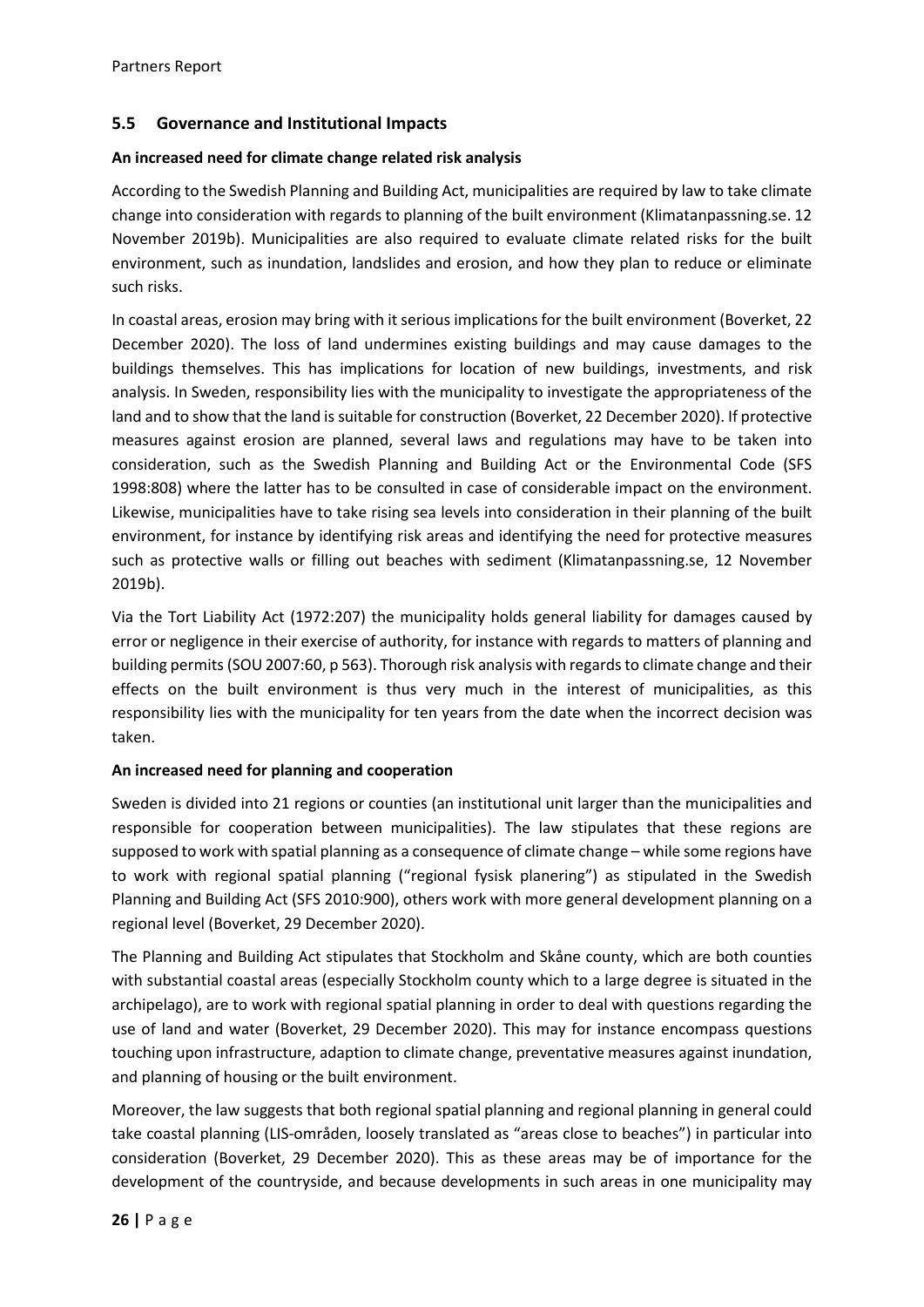## 5.5 Governance and Institutional Impacts

**An increased need for climate change related risk analysis**

According to the Swedish Planning and Building Act, municipalities are required by law to take climate change into consideration with regards to planning of the built environment (Klimatanpassning.se. 12 November 2019b). Municipalities are also required to evaluate climate related risks for the built environment, such as inundation, landslides and erosion, and how they plan to reduce or eliminate such risks.

In coastal areas, erosion may bring with it serious implications for the built environment (Boverket, 22 December 2020). The loss of land undermines existing buildings and may cause damages to the buildings themselves. This has implications for location of new buildings, investments, and risk analysis. In Sweden, responsibility lies with the municipality to investigate the appropriateness of the land and to show that the land is suitable for construction (Boverket, 22 December 2020). If protective measures against erosion are planned, several laws and regulations may have to be taken into consideration, such as the Swedish Planning and Building Act or the Environmental Code (SFS 1998:808) where the latter has to be consulted in case of considerable impact on the environment. Likewise, municipalities have to take rising sea levels into consideration in their planning of the built environment, for instance by identifying risk areas and identifying the need for protective measures such as protective walls or filling out beaches with sediment (Klimatanpassning.se, 12 November 2019b).

Via the Tort Liability Act (1972:207) the municipality holds general liability for damages caused by error or negligence in their exercise of authority, for instance with regards to matters of planning and building permits (SOU 2007:60, p 563). Thorough risk analysis with regards to climate change and their effects on the built environment is thus very much in the interest of municipalities, as this responsibility lies with the municipality for ten years from the date when the incorrect decision was taken.

**An increased need for planning and cooperation**

Sweden is divided into 21 regions or counties (an institutional unit larger than the municipalities and responsible for cooperation between municipalities). The law stipulates that these regions are supposed to work with spatial planning as a consequence of climate change – while some regions have to work with regional spatial planning ("regional fysisk planering") as stipulated in the Swedish Planning and Building Act (SFS 2010:900), others work with more general development planning on a regional level (Boverket, 29 December 2020).

The Planning and Building Act stipulates that Stockholm and Skåne county, which are both counties with substantial coastal areas (especially Stockholm county which to a large degree is situated in the archipelago), are to work with regional spatial planning in order to deal with questions regarding the use of land and water (Boverket, 29 December 2020). This may for instance encompass questions touching upon infrastructure, adaption to climate change, preventative measures against inundation, and planning of housing or the built environment.

Moreover, the law suggests that both regional spatial planning and regional planning in general could take coastal planning (LIS-områden, loosely translated as "areas close to beaches") in particular into consideration (Boverket, 29 December 2020). This as these areas may be of importance for the development of the countryside, and because developments in such areas in one municipality may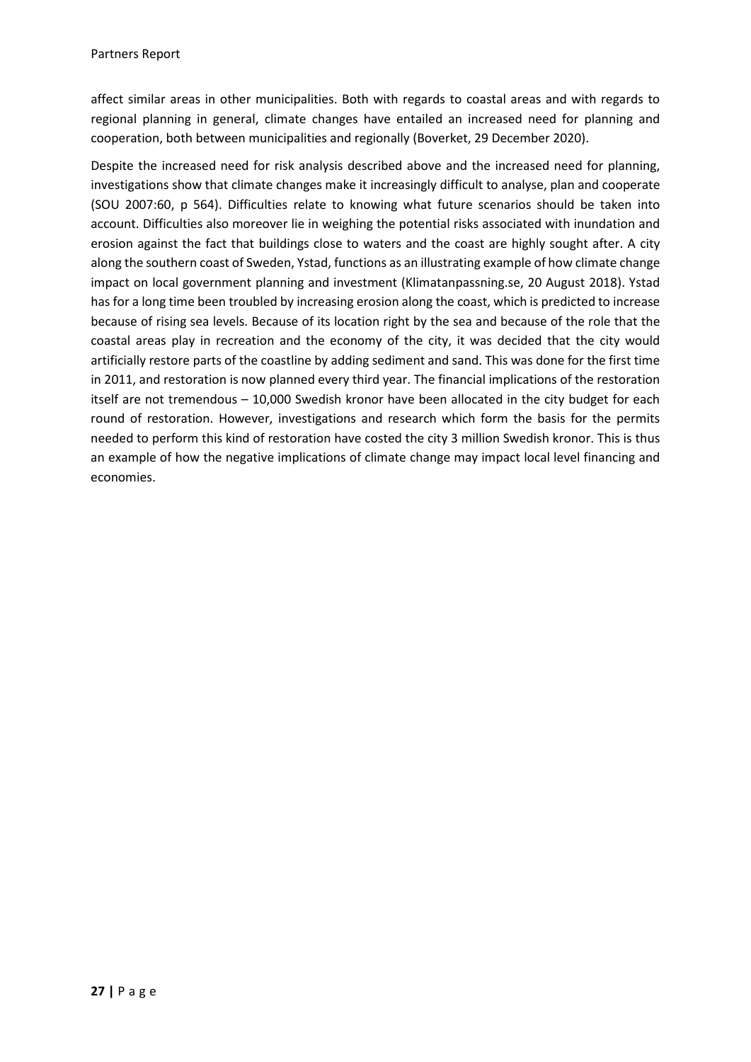affect similar areas in other municipalities. Both with regards to coastal areas and with regards to regional planning in general, climate changes have entailed an increased need for planning and cooperation, both between municipalities and regionally (Boverket, 29 December 2020).

Despite the increased need for risk analysis described above and the increased need for planning, investigations show that climate changes make it increasingly difficult to analyse, plan and cooperate (SOU 2007:60, p 564). Difficulties relate to knowing what future scenarios should be taken into account. Difficulties also moreover lie in weighing the potential risks associated with inundation and erosion against the fact that buildings close to waters and the coast are highly sought after. A city along the southern coast of Sweden, Ystad, functions as an illustrating example of how climate change impact on local government planning and investment (Klimatanpassning.se, 20 August 2018). Ystad has for a long time been troubled by increasing erosion along the coast, which is predicted to increase because of rising sea levels. Because of its location right by the sea and because of the role that the coastal areas play in recreation and the economy of the city, it was decided that the city would artificially restore parts of the coastline by adding sediment and sand. This was done for the first time in 2011, and restoration is now planned every third year. The financial implications of the restoration itself are not tremendous – 10,000 Swedish kronor have been allocated in the city budget for each round of restoration. However, investigations and research which form the basis for the permits needed to perform this kind of restoration have costed the city 3 million Swedish kronor. This is thus an example of how the negative implications of climate change may impact local level financing and economies.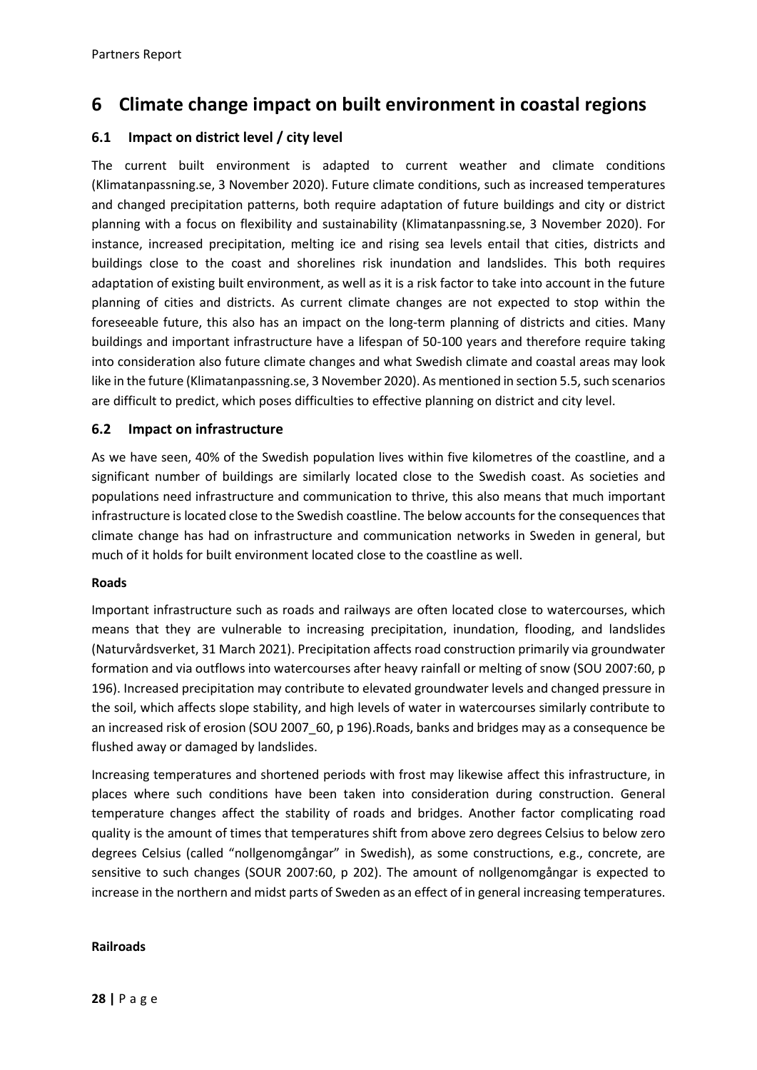# 6 Climate change impact on built environment in coastal regions

## 6.1 Impact on district level / city level

The current built environment is adapted to current weather and climate conditions (Klimatanpassning.se, 3 November 2020). Future climate conditions, such as increased temperatures and changed precipitation patterns, both require adaptation of future buildings and city or district planning with a focus on flexibility and sustainability (Klimatanpassning.se, 3 November 2020). For instance, increased precipitation, melting ice and rising sea levels entail that cities, districts and buildings close to the coast and shorelines risk inundation and landslides. This both requires adaptation of existing built environment, as well as it is a risk factor to take into account in the future planning of cities and districts. As current climate changes are not expected to stop within the foreseeable future, this also has an impact on the long-term planning of districts and cities. Many buildings and important infrastructure have a lifespan of 50-100 years and therefore require taking into consideration also future climate changes and what Swedish climate and coastal areas may look like in the future (Klimatanpassning.se, 3 November 2020). As mentioned in section 5.5, such scenarios are difficult to predict, which poses difficulties to effective planning on district and city level.

## 6.2 Impact on infrastructure

As we have seen, 40% of the Swedish population lives within five kilometres of the coastline, and a significant number of buildings are similarly located close to the Swedish coast. As societies and populations need infrastructure and communication to thrive, this also means that much important infrastructure is located close to the Swedish coastline. The below accounts for the consequences that climate change has had on infrastructure and communication networks in Sweden in general, but much of it holds for built environment located close to the coastline as well.

**Roads**

Important infrastructure such as roads and railways are often located close to watercourses, which means that they are vulnerable to increasing precipitation, inundation, flooding, and landslides (Naturvårdsverket, 31 March 2021). Precipitation affects road construction primarily via groundwater formation and via outflows into watercourses after heavy rainfall or melting of snow (SOU 2007:60, p 196). Increased precipitation may contribute to elevated groundwater levels and changed pressure in the soil, which affects slope stability, and high levels of water in watercourses similarly contribute to an increased risk of erosion (SOU 2007_60, p 196).Roads, banks and bridges may as a consequence be flushed away or damaged by landslides.

Increasing temperatures and shortened periods with frost may likewise affect this infrastructure, in places where such conditions have been taken into consideration during construction. General temperature changes affect the stability of roads and bridges. Another factor complicating road quality is the amount of times that temperatures shift from above zero degrees Celsius to below zero degrees Celsius (called "nollgenomgångar" in Swedish), as some constructions, e.g., concrete, are sensitive to such changes (SOUR 2007:60, p 202). The amount of nollgenomgångar is expected to increase in the northern and midst parts of Sweden as an effect of in general increasing temperatures.

**Railroads**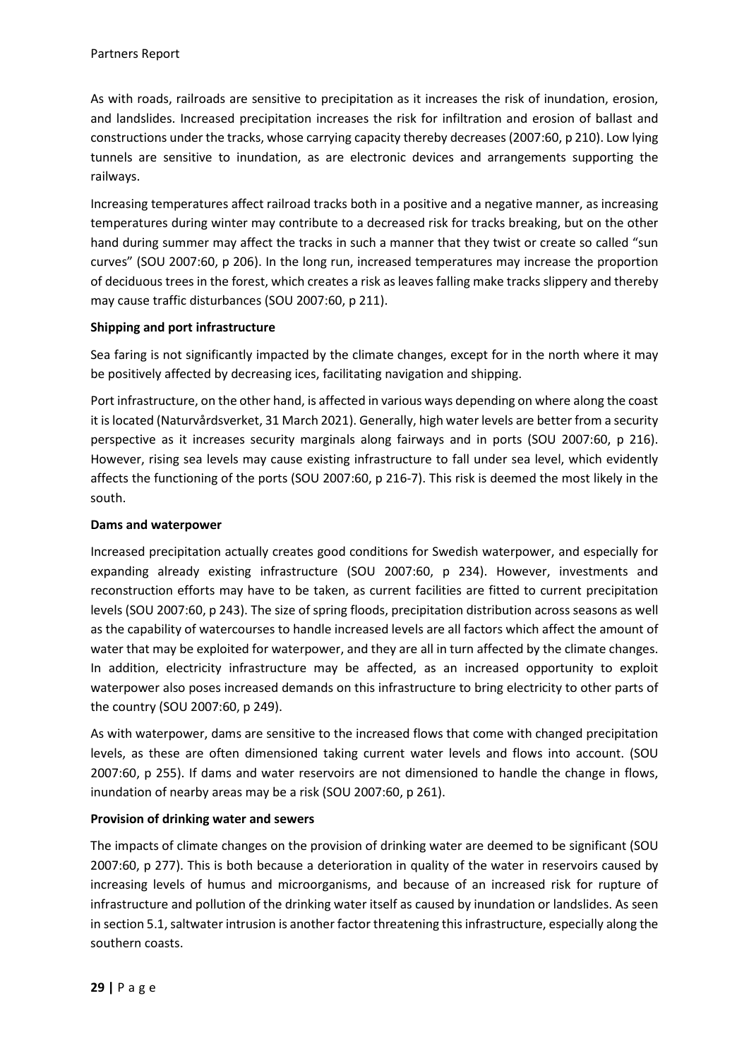As with roads, railroads are sensitive to precipitation as it increases the risk of inundation, erosion, and landslides. Increased precipitation increases the risk for infiltration and erosion of ballast and constructions under the tracks, whose carrying capacity thereby decreases (2007:60, p 210). Low lying tunnels are sensitive to inundation, as are electronic devices and arrangements supporting the railways.

Increasing temperatures affect railroad tracks both in a positive and a negative manner, as increasing temperatures during winter may contribute to a decreased risk for tracks breaking, but on the other hand during summer may affect the tracks in such a manner that they twist or create so called "sun curves" (SOU 2007:60, p 206). In the long run, increased temperatures may increase the proportion of deciduous trees in the forest, which creates a risk as leaves falling make tracks slippery and thereby may cause traffic disturbances (SOU 2007:60, p 211).

**Shipping and port infrastructure**

Sea faring is not significantly impacted by the climate changes, except for in the north where it may be positively affected by decreasing ices, facilitating navigation and shipping.

Port infrastructure, on the other hand, is affected in various ways depending on where along the coast it is located (Naturvårdsverket, 31 March 2021). Generally, high water levels are better from a security perspective as it increases security marginals along fairways and in ports (SOU 2007:60, p 216). However, rising sea levels may cause existing infrastructure to fall under sea level, which evidently affects the functioning of the ports (SOU 2007:60, p 216-7). This risk is deemed the most likely in the south.

**Dams and waterpower**

Increased precipitation actually creates good conditions for Swedish waterpower, and especially for expanding already existing infrastructure (SOU 2007:60, p 234). However, investments and reconstruction efforts may have to be taken, as current facilities are fitted to current precipitation levels (SOU 2007:60, p 243). The size of spring floods, precipitation distribution across seasons as well as the capability of watercourses to handle increased levels are all factors which affect the amount of water that may be exploited for waterpower, and they are all in turn affected by the climate changes. In addition, electricity infrastructure may be affected, as an increased opportunity to exploit waterpower also poses increased demands on this infrastructure to bring electricity to other parts of the country (SOU 2007:60, p 249).

As with waterpower, dams are sensitive to the increased flows that come with changed precipitation levels, as these are often dimensioned taking current water levels and flows into account. (SOU 2007:60, p 255). If dams and water reservoirs are not dimensioned to handle the change in flows, inundation of nearby areas may be a risk (SOU 2007:60, p 261).

**Provision of drinking water and sewers**

The impacts of climate changes on the provision of drinking water are deemed to be significant (SOU 2007:60, p 277). This is both because a deterioration in quality of the water in reservoirs caused by increasing levels of humus and microorganisms, and because of an increased risk for rupture of infrastructure and pollution of the drinking water itself as caused by inundation or landslides. As seen in section 5.1, saltwater intrusion is another factor threatening this infrastructure, especially along the southern coasts.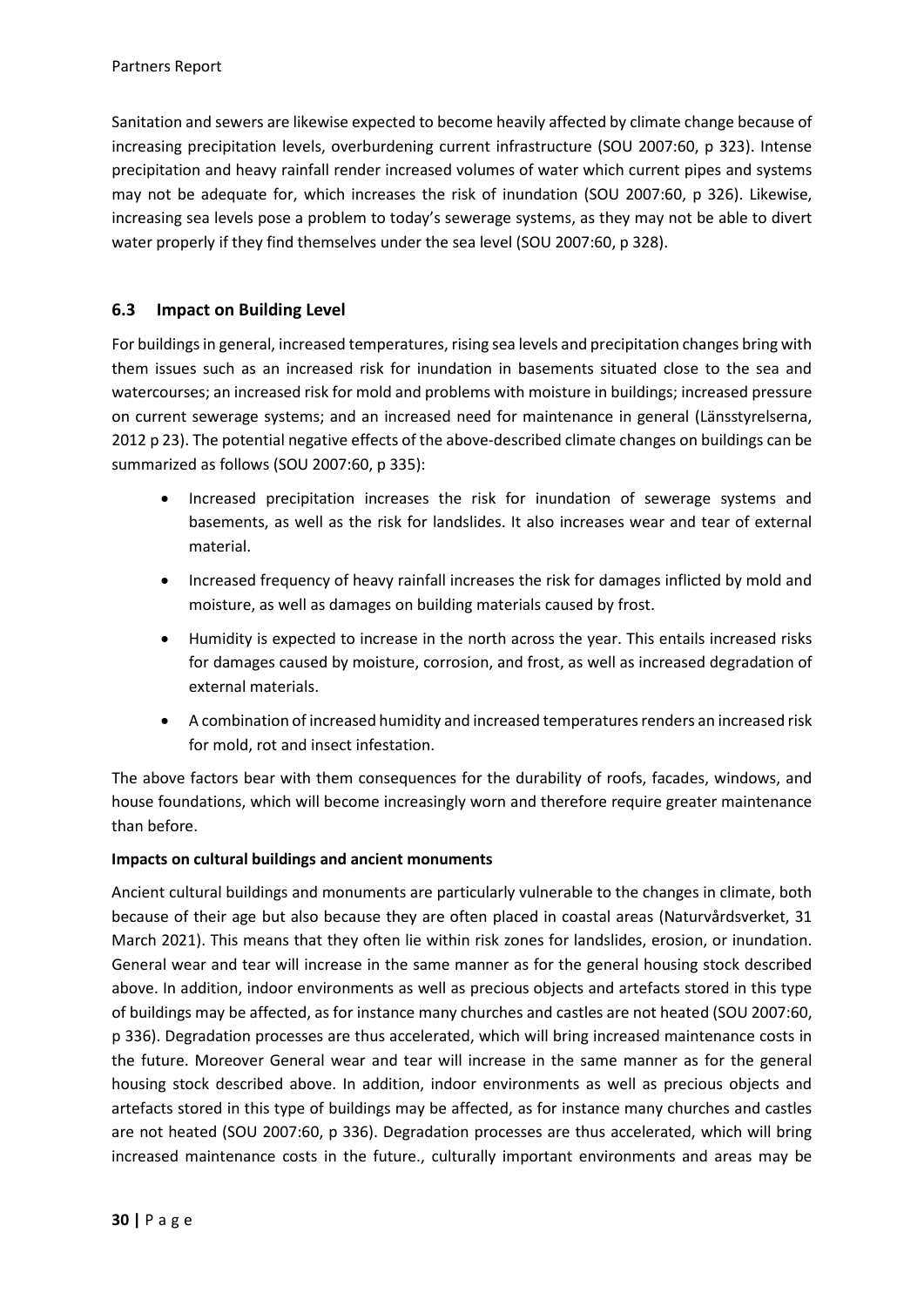Sanitation and sewers are likewise expected to become heavily affected by climate change because of increasing precipitation levels, overburdening current infrastructure (SOU 2007:60, p 323). Intense precipitation and heavy rainfall render increased volumes of water which current pipes and systems may not be adequate for, which increases the risk of inundation (SOU 2007:60, p 326). Likewise, increasing sea levels pose a problem to today's sewerage systems, as they may not be able to divert water properly if they find themselves under the sea level (SOU 2007:60, p 328).

### 6.3 Impact on Building Level

For buildings in general, increased temperatures, rising sea levels and precipitation changes bring with them issues such as an increased risk for inundation in basements situated close to the sea and watercourses; an increased risk for mold and problems with moisture in buildings; increased pressure on current sewerage systems; and an increased need for maintenance in general (Länsstyrelserna, 2012 p 23). The potential negative effects of the above-described climate changes on buildings can be summarized as follows (SOU 2007:60, p 335):

- Increased precipitation increases the risk for inundation of sewerage systems and basements, as well as the risk for landslides. It also increases wear and tear of external material.
- Increased frequency of heavy rainfall increases the risk for damages inflicted by mold and moisture, as well as damages on building materials caused by frost.
- Humidity is expected to increase in the north across the year. This entails increased risks for damages caused by moisture, corrosion, and frost, as well as increased degradation of external materials.
- A combination of increased humidity and increased temperatures renders an increased risk for mold, rot and insect infestation.

The above factors bear with them consequences for the durability of roofs, facades, windows, and house foundations, which will become increasingly worn and therefore require greater maintenance than before.

**Impacts on cultural buildings and ancient monuments**

Ancient cultural buildings and monuments are particularly vulnerable to the changes in climate, both because of their age but also because they are often placed in coastal areas (Naturvårdsverket, 31 March 2021). This means that they often lie within risk zones for landslides, erosion, or inundation. General wear and tear will increase in the same manner as for the general housing stock described above. In addition, indoor environments as well as precious objects and artefacts stored in this type of buildings may be affected, as for instance many churches and castles are not heated (SOU 2007:60, p 336). Degradation processes are thus accelerated, which will bring increased maintenance costs in the future. Moreover General wear and tear will increase in the same manner as for the general housing stock described above. In addition, indoor environments as well as precious objects and artefacts stored in this type of buildings may be affected, as for instance many churches and castles are not heated (SOU 2007:60, p 336). Degradation processes are thus accelerated, which will bring increased maintenance costs in the future., culturally important environments and areas may be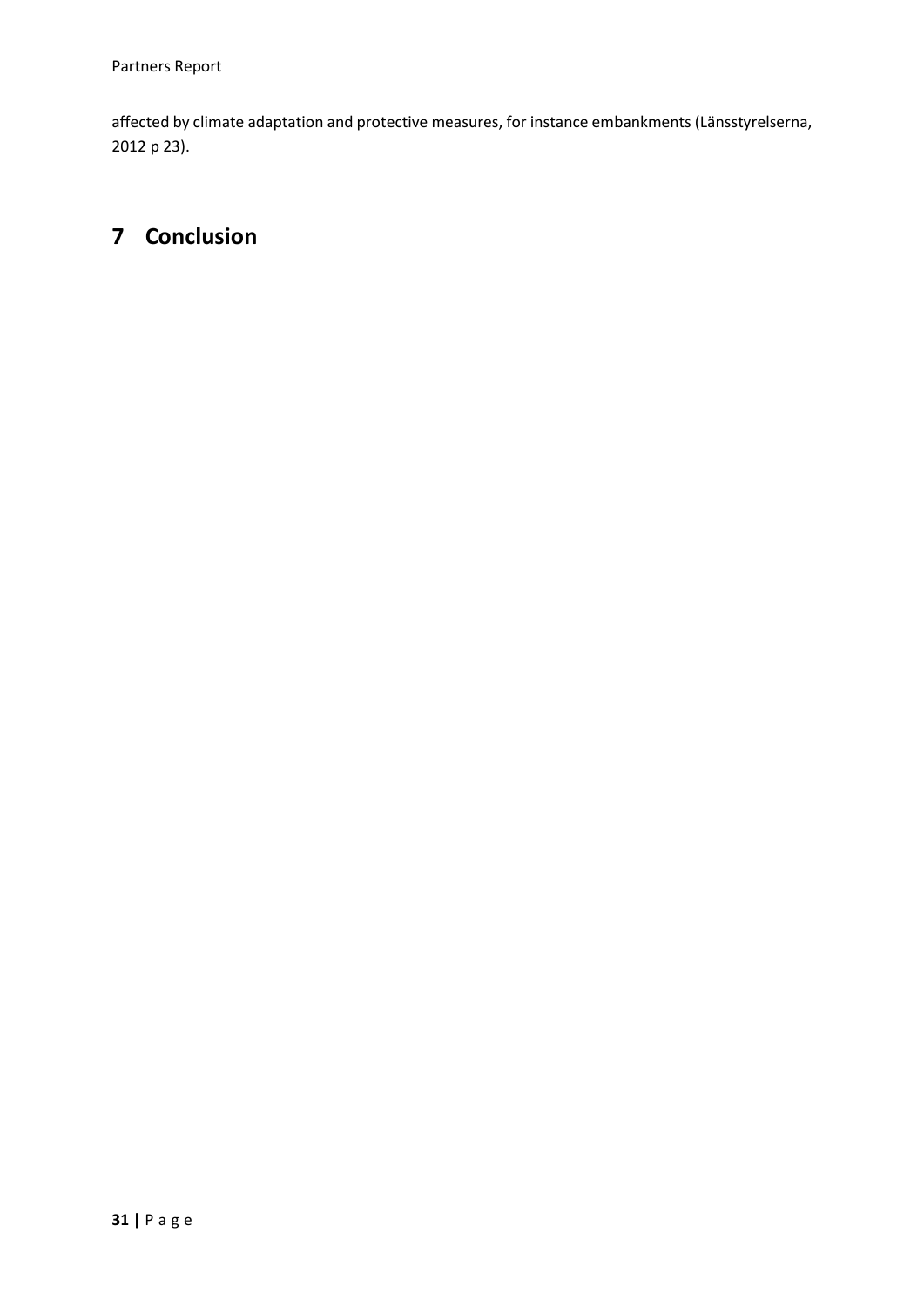affected by climate adaptation and protective measures, for instance embankments (Länsstyrelserna, 2012 p 23).

# 7 Conclusion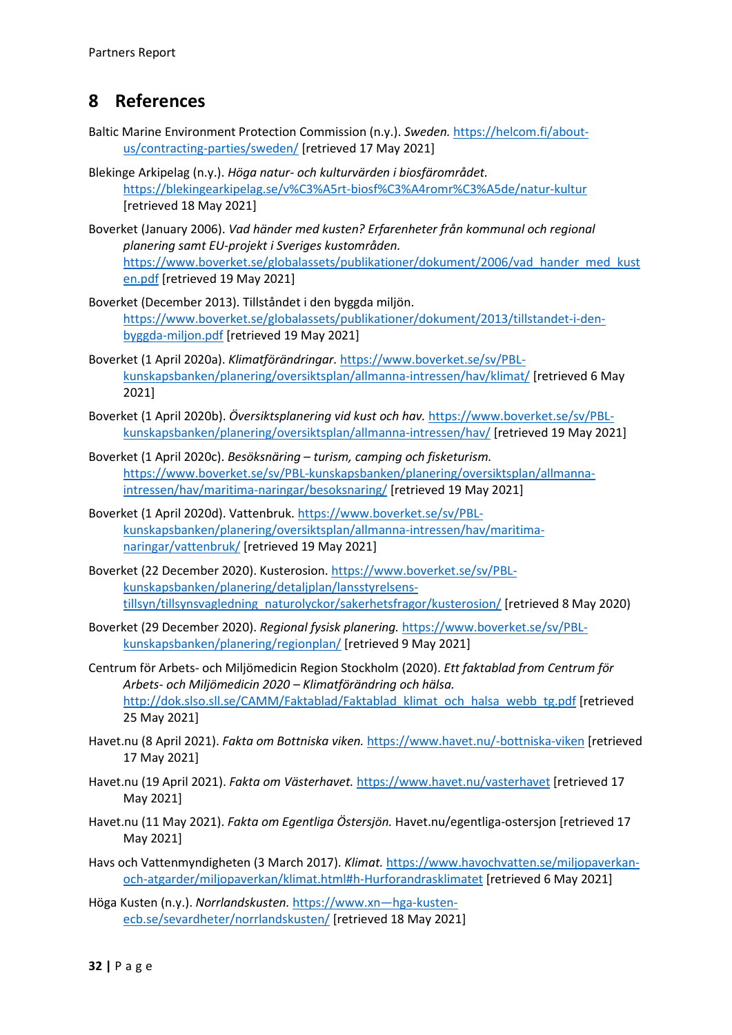# 8 References

Baltic Marine Environment Protection Commission (n.y.). *Sweden.* https://helcom.fi/about-us/contracting-parties/sweden/ [retrieved 17 May 2021]

Blekinge Arkipelag (n.y.). *Höga natur- och kulturvärden i biosfärområdet.* https://blekingearkipelag.se/v%C3%A5rt-biosf%C3%A4romr%C3%A5de/natur-kultur [retrieved 18 May 2021]

Boverket (January 2006). *Vad händer med kusten? Erfarenheter från kommunal och regional planering samt EU-projekt i Sveriges kustområden.* https://www.boverket.se/globalassets/publikationer/dokument/2006/vad_hander_med_kusten.pdf [retrieved 19 May 2021]

Boverket (December 2013). Tillståndet i den byggda miljön. https://www.boverket.se/globalassets/publikationer/dokument/2013/tillstandet-i-den-byggda-miljon.pdf [retrieved 19 May 2021]

Boverket (1 April 2020a). *Klimatförändringar.* https://www.boverket.se/sv/PBL-kunskapsbanken/planering/oversiktsplan/allmanna-intressen/hav/klimat/ [retrieved 6 May 2021]

Boverket (1 April 2020b). *Översiktsplanering vid kust och hav.* https://www.boverket.se/sv/PBL-kunskapsbanken/planering/oversiktsplan/allmanna-intressen/hav/ [retrieved 19 May 2021]

Boverket (1 April 2020c). *Besöksnäring – turism, camping och fisketurism.* https://www.boverket.se/sv/PBL-kunskapsbanken/planering/oversiktsplan/allmanna-intressen/hav/maritima-naringar/besoksnaring/ [retrieved 19 May 2021]

Boverket (1 April 2020d). Vattenbruk. https://www.boverket.se/sv/PBL-kunskapsbanken/planering/oversiktsplan/allmanna-intressen/hav/maritima-naringar/vattenbruk/ [retrieved 19 May 2021]

Boverket (22 December 2020). Kusterosion. https://www.boverket.se/sv/PBL-kunskapsbanken/planering/detaljplan/lansstyrelsens-tillsyn/tillsynsvagledning_naturolyckor/sakerhetsfragor/kusterosion/ [retrieved 8 May 2020)

Boverket (29 December 2020). *Regional fysisk planering.* https://www.boverket.se/sv/PBL-kunskapsbanken/planering/regionplan/ [retrieved 9 May 2021]

Centrum för Arbets- och Miljömedicin Region Stockholm (2020). *Ett faktablad from Centrum för Arbets- och Miljömedicin 2020 – Klimatförändring och hälsa.* http://dok.slso.sll.se/CAMM/Faktablad/Faktablad_klimat_och_halsa_webb_tg.pdf [retrieved 25 May 2021]

Havet.nu (8 April 2021). *Fakta om Bottniska viken.* https://www.havet.nu/-bottniska-viken [retrieved 17 May 2021]

Havet.nu (19 April 2021). *Fakta om Västerhavet.* https://www.havet.nu/vasterhavet [retrieved 17 May 2021]

Havet.nu (11 May 2021). *Fakta om Egentliga Östersjön.* Havet.nu/egentliga-ostersjon [retrieved 17 May 2021]

Havs och Vattenmyndigheten (3 March 2017). *Klimat.* https://www.havochvatten.se/miljopaverkan-och-atgarder/miljopaverkan/klimat.html#h-Hurforandrasklimatet [retrieved 6 May 2021]

Höga Kusten (n.y.). *Norrlandskusten.* https://www.xn—hga-kusten-ecb.se/sevardheter/norrlandskusten/ [retrieved 18 May 2021]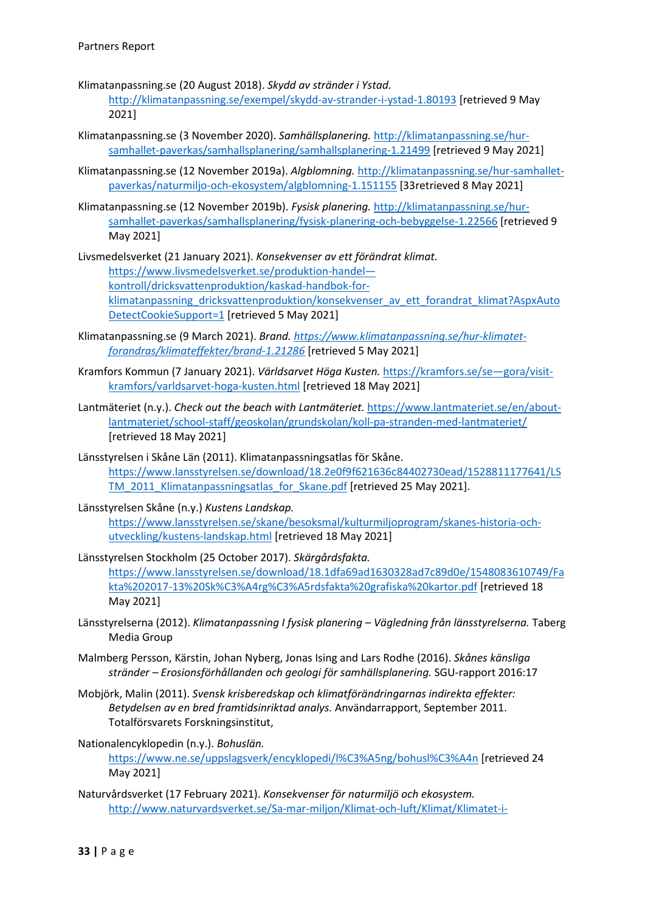Klimatanpassning.se (20 August 2018). *Skydd av stränder i Ystad.* http://klimatanpassning.se/exempel/skydd-av-strander-i-ystad-1.80193 [retrieved 9 May 2021]

Klimatanpassning.se (3 November 2020). *Samhällsplanering.* http://klimatanpassning.se/hur-samhallet-paverkas/samhallsplanering/samhallsplanering-1.21499 [retrieved 9 May 2021]

Klimatanpassning.se (12 November 2019a). *Algblomning.* http://klimatanpassning.se/hur-samhallet-paverkas/naturmiljo-och-ekosystem/algblomning-1.151155 [33retrieved 8 May 2021]

Klimatanpassning.se (12 November 2019b). *Fysisk planering.* http://klimatanpassning.se/hur-samhallet-paverkas/samhallsplanering/fysisk-planering-och-bebyggelse-1.22566 [retrieved 9 May 2021]

Livsmedelsverket (21 January 2021). *Konsekvenser av ett förändrat klimat.* https://www.livsmedelsverket.se/produktion-handel—kontroll/dricksvattenproduktion/kaskad-handbok-for-klimatanpassning_dricksvattenproduktion/konsekvenser_av_ett_forandrat_klimat?AspxAutoDetectCookieSupport=1 [retrieved 5 May 2021]

Klimatanpassning.se (9 March 2021). *Brand. https://www.klimatanpassning.se/hur-klimatet-forandras/klimateffekter/brand-1.21286* [retrieved 5 May 2021]

Kramfors Kommun (7 January 2021). *Världsarvet Höga Kusten.* https://kramfors.se/se—gora/visit-kramfors/varldsarvet-hoga-kusten.html [retrieved 18 May 2021]

Lantmäteriet (n.y.). *Check out the beach with Lantmäteriet.* https://www.lantmateriet.se/en/about-lantmateriet/school-staff/geoskolan/grundskolan/koll-pa-stranden-med-lantmateriet/ [retrieved 18 May 2021]

Länsstyrelsen i Skåne Län (2011). Klimatanpassningsatlas för Skåne. https://www.lansstyrelsen.se/download/18.2e0f9f621636c84402730ead/1528811177641/LSTM_2011_Klimatanpassningsatlas_for_Skane.pdf [retrieved 25 May 2021].

Länsstyrelsen Skåne (n.y.) *Kustens Landskap.* https://www.lansstyrelsen.se/skane/besoksmal/kulturmiljoprogram/skanes-historia-och-utveckling/kustens-landskap.html [retrieved 18 May 2021]

Länsstyrelsen Stockholm (25 October 2017). *Skärgårdsfakta.* https://www.lansstyrelsen.se/download/18.1dfa69ad1630328ad7c89d0e/1548083610749/Fakta%202017-13%20Sk%C3%A4rg%C3%A5rdsfakta%20grafiska%20kartor.pdf [retrieved 18 May 2021]

Länsstyrelserna (2012). *Klimatanpassning I fysisk planering – Vägledning från länsstyrelserna.* Taberg Media Group

Malmberg Persson, Kärstin, Johan Nyberg, Jonas Ising and Lars Rodhe (2016). *Skånes känsliga stränder – Erosionsförhållanden och geologi för samhällsplanering.* SGU-rapport 2016:17

Mobjörk, Malin (2011). *Svensk krisberedskap och klimatförändringarnas indirekta effekter: Betydelsen av en bred framtidsinriktad analys.* Användarrapport, September 2011. Totalförsvarets Forskningsinstitut,

Nationalencyklopedin (n.y.). *Bohuslän.* https://www.ne.se/uppslagsverk/encyklopedi/l%C3%A5ng/bohusl%C3%A4n [retrieved 24 May 2021]

Naturvårdsverket (17 February 2021). *Konsekvenser för naturmiljö och ekosystem.* http://www.naturvardsverket.se/Sa-mar-miljon/Klimat-och-luft/Klimat/Klimatet-i-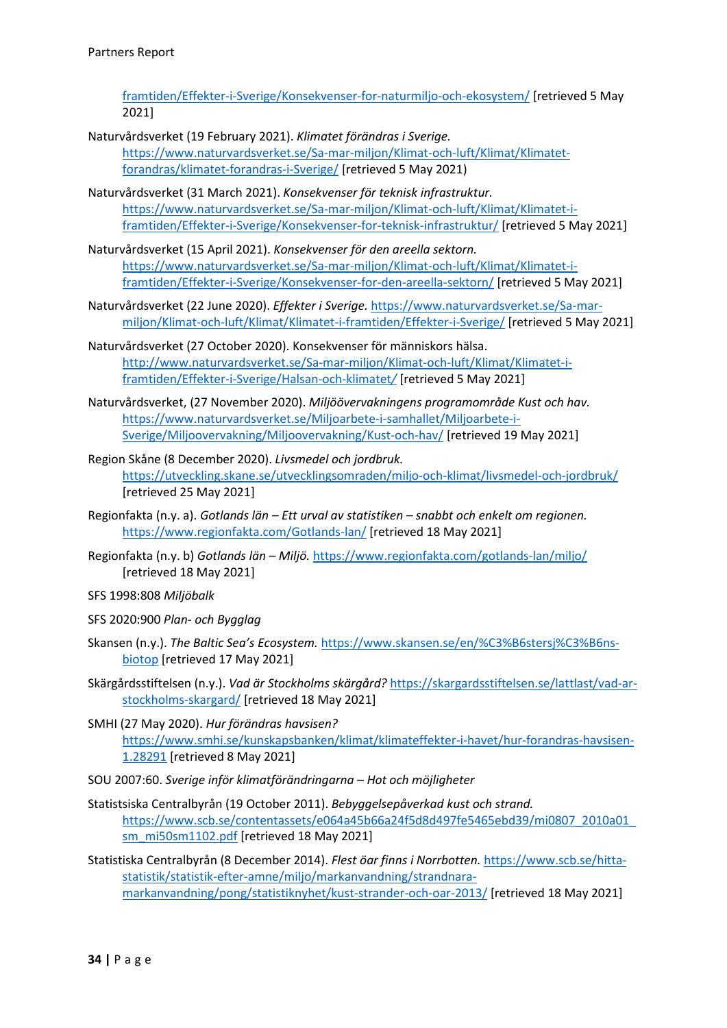framtiden/Effekter-i-Sverige/Konsekvenser-for-naturmiljo-och-ekosystem/ [retrieved 5 May 2021]

Naturvårdsverket (19 February 2021). *Klimatet förändras i Sverige.* https://www.naturvardsverket.se/Sa-mar-miljon/Klimat-och-luft/Klimat/Klimatet-forandras/klimatet-forandras-i-Sverige/ [retrieved 5 May 2021)

Naturvårdsverket (31 March 2021). *Konsekvenser för teknisk infrastruktur.* https://www.naturvardsverket.se/Sa-mar-miljon/Klimat-och-luft/Klimat/Klimatet-i-framtiden/Effekter-i-Sverige/Konsekvenser-for-teknisk-infrastruktur/ [retrieved 5 May 2021]

Naturvårdsverket (15 April 2021). *Konsekvenser för den areella sektorn.* https://www.naturvardsverket.se/Sa-mar-miljon/Klimat-och-luft/Klimat/Klimatet-i-framtiden/Effekter-i-Sverige/Konsekvenser-for-den-areella-sektorn/ [retrieved 5 May 2021]

Naturvårdsverket (22 June 2020). *Effekter i Sverige.* https://www.naturvardsverket.se/Sa-mar-miljon/Klimat-och-luft/Klimat/Klimatet-i-framtiden/Effekter-i-Sverige/ [retrieved 5 May 2021]

Naturvårdsverket (27 October 2020). Konsekvenser för människors hälsa. http://www.naturvardsverket.se/Sa-mar-miljon/Klimat-och-luft/Klimat/Klimatet-i-framtiden/Effekter-i-Sverige/Halsan-och-klimatet/ [retrieved 5 May 2021]

Naturvårdsverket, (27 November 2020). *Miljöövervakningens programområde Kust och hav.* https://www.naturvardsverket.se/Miljoarbete-i-samhallet/Miljoarbete-i-Sverige/Miljoovervakning/Miljoovervakning/Kust-och-hav/ [retrieved 19 May 2021]

Region Skåne (8 December 2020). *Livsmedel och jordbruk.* https://utveckling.skane.se/utvecklingsomraden/miljo-och-klimat/livsmedel-och-jordbruk/ [retrieved 25 May 2021]

Regionfakta (n.y. a). *Gotlands län – Ett urval av statistiken – snabbt och enkelt om regionen.* https://www.regionfakta.com/Gotlands-lan/ [retrieved 18 May 2021]

Regionfakta (n.y. b) *Gotlands län – Miljö.* https://www.regionfakta.com/gotlands-lan/miljo/ [retrieved 18 May 2021]

SFS 1998:808 *Miljöbalk*

SFS 2020:900 *Plan- och Bygglag*

Skansen (n.y.). *The Baltic Sea's Ecosystem.* https://www.skansen.se/en/%C3%B6stersj%C3%B6ns-biotop [retrieved 17 May 2021]

Skärgårdsstiftelsen (n.y.). *Vad är Stockholms skärgård?* https://skargardsstiftelsen.se/lattlast/vad-ar-stockholms-skargard/ [retrieved 18 May 2021]

SMHI (27 May 2020). *Hur förändras havsisen?* https://www.smhi.se/kunskapsbanken/klimat/klimateffekter-i-havet/hur-forandras-havsisen-1.28291 [retrieved 8 May 2021]

SOU 2007:60. *Sverige inför klimatförändringarna – Hot och möjligheter*

Statistsiska Centralbyrån (19 October 2011). *Bebyggelsepåverkad kust och strand.* https://www.scb.se/contentassets/e064a45b66a24f5d8d497fe5465ebd39/mi0807_2010a01_sm_mi50sm1102.pdf [retrieved 18 May 2021]

Statistiska Centralbyrån (8 December 2014). *Flest öar finns i Norrbotten.* https://www.scb.se/hitta-statistik/statistik-efter-amne/miljo/markanvandning/strandnara-markanvandning/pong/statistiknyhet/kust-strander-och-oar-2013/ [retrieved 18 May 2021]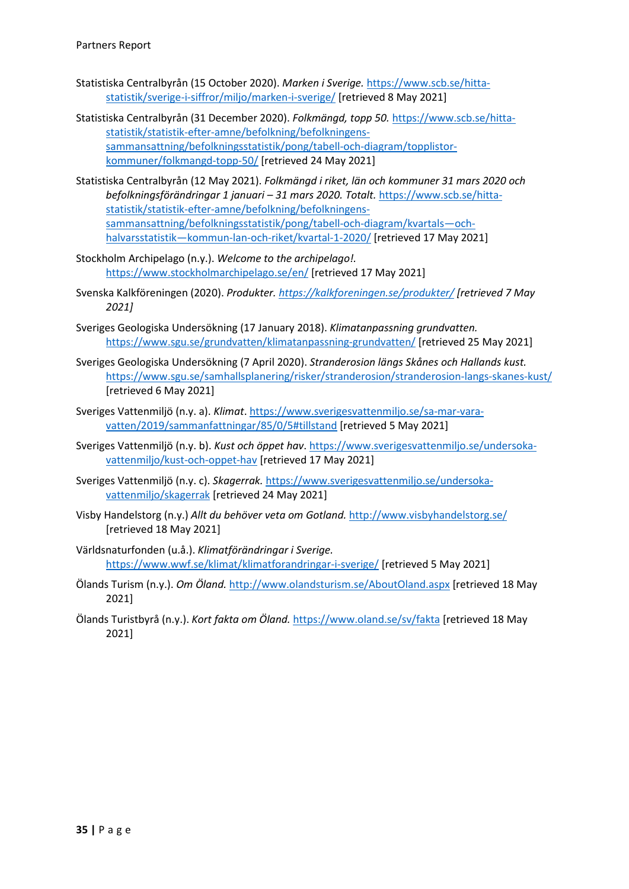Statistiska Centralbyrån (15 October 2020). *Marken i Sverige.* https://www.scb.se/hitta-statistik/sverige-i-siffror/miljo/marken-i-sverige/ [retrieved 8 May 2021]

Statistiska Centralbyrån (31 December 2020). *Folkmängd, topp 50.* https://www.scb.se/hitta-statistik/statistik-efter-amne/befolkning/befolkningens-sammansattning/befolkningsstatistik/pong/tabell-och-diagram/topplistor-kommuner/folkmangd-topp-50/ [retrieved 24 May 2021]

Statistiska Centralbyrån (12 May 2021). *Folkmängd i riket, län och kommuner 31 mars 2020 och befolkningsförändringar 1 januari – 31 mars 2020. Totalt.* https://www.scb.se/hitta-statistik/statistik-efter-amne/befolkning/befolkningens-sammansattning/befolkningsstatistik/pong/tabell-och-diagram/kvartals—och-halvarsstatistik—kommun-lan-och-riket/kvartal-1-2020/ [retrieved 17 May 2021]

Stockholm Archipelago (n.y.). *Welcome to the archipelago!.* https://www.stockholmarchipelago.se/en/ [retrieved 17 May 2021]

Svenska Kalkföreningen (2020). *Produkter. https://kalkforeningen.se/produkter/ [retrieved 7 May 2021]*

Sveriges Geologiska Undersökning (17 January 2018). *Klimatanpassning grundvatten.* https://www.sgu.se/grundvatten/klimatanpassning-grundvatten/ [retrieved 25 May 2021]

Sveriges Geologiska Undersökning (7 April 2020). *Stranderosion längs Skånes och Hallands kust.* https://www.sgu.se/samhallsplanering/risker/stranderosion/stranderosion-langs-skanes-kust/ [retrieved 6 May 2021]

Sveriges Vattenmiljö (n.y. a). *Klimat*. https://www.sverigesvattenmiljo.se/sa-mar-vara-vatten/2019/sammanfattningar/85/0/5#tillstand [retrieved 5 May 2021]

Sveriges Vattenmiljö (n.y. b). *Kust och öppet hav*. https://www.sverigesvattenmiljo.se/undersoka-vattenmiljo/kust-och-oppet-hav [retrieved 17 May 2021]

Sveriges Vattenmiljö (n.y. c). *Skagerrak.* https://www.sverigesvattenmiljo.se/undersoka-vattenmiljo/skagerrak [retrieved 24 May 2021]

Visby Handelstorg (n.y.) *Allt du behöver veta om Gotland.* http://www.visbyhandelstorg.se/ [retrieved 18 May 2021]

Världsnaturfonden (u.å.). *Klimatförändringar i Sverige.* https://www.wwf.se/klimat/klimatforandringar-i-sverige/ [retrieved 5 May 2021]

Ölands Turism (n.y.). *Om Öland.* http://www.olandsturism.se/AboutOland.aspx [retrieved 18 May 2021]

Ölands Turistbyrå (n.y.). *Kort fakta om Öland.* https://www.oland.se/sv/fakta [retrieved 18 May 2021]